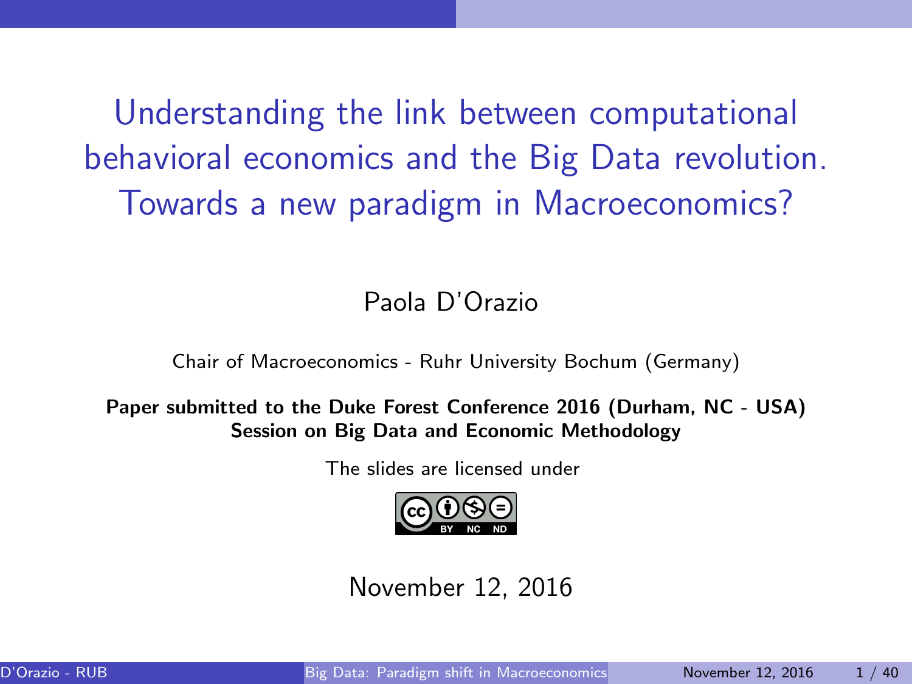# Understanding the link between computational behavioral economics and the Big Data revolution. Towards a new paradigm in Macroeconomics?

Paola D'Orazio

Chair of Macroeconomics - Ruhr University Bochum (Germany)

**Paper submitted to the Duke Forest Conference 2016 (Durham, NC - USA)**
**Session on Big Data and Economic Methodology**

The slides are licensed under

November 12, 2016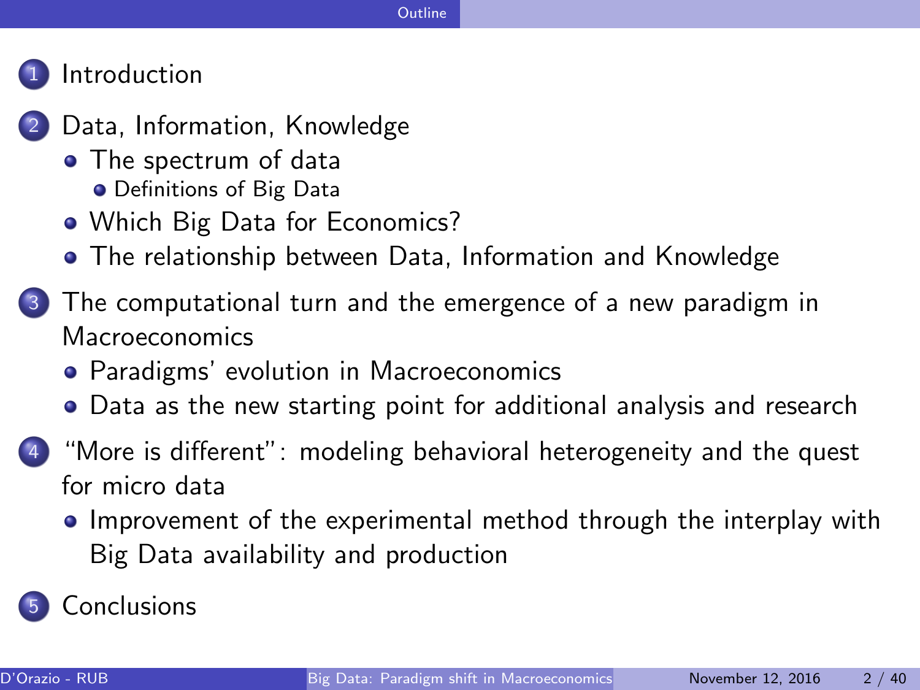# Outline

1. Introduction
2. Data, Information, Knowledge
   - The spectrum of data
     - Definitions of Big Data
   - Which Big Data for Economics?
   - The relationship between Data, Information and Knowledge
3. The computational turn and the emergence of a new paradigm in Macroeconomics
   - Paradigms' evolution in Macroeconomics
   - Data as the new starting point for additional analysis and research
4. "More is different": modeling behavioral heterogeneity and the quest for micro data
   - Improvement of the experimental method through the interplay with Big Data availability and production
5. Conclusions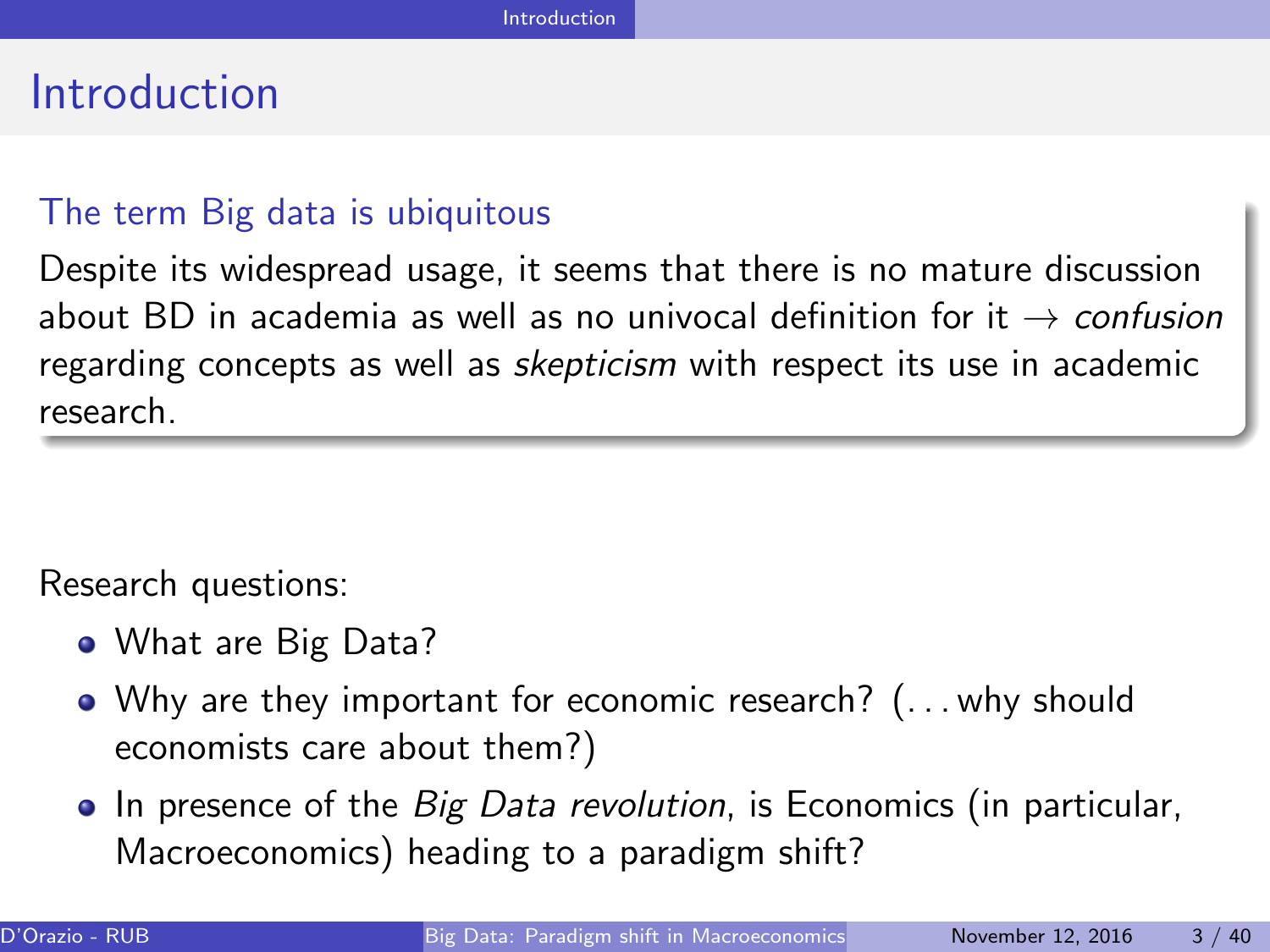# Introduction

### The term Big data is ubiquitous

Despite its widespread usage, it seems that there is no mature discussion about BD in academia as well as no univocal definition for it → *confusion* regarding concepts as well as *skepticism* with respect its use in academic research.

Research questions:

- What are Big Data?
- Why are they important for economic research? (. . . why should economists care about them?)
- In presence of the *Big Data revolution*, is Economics (in particular, Macroeconomics) heading to a paradigm shift?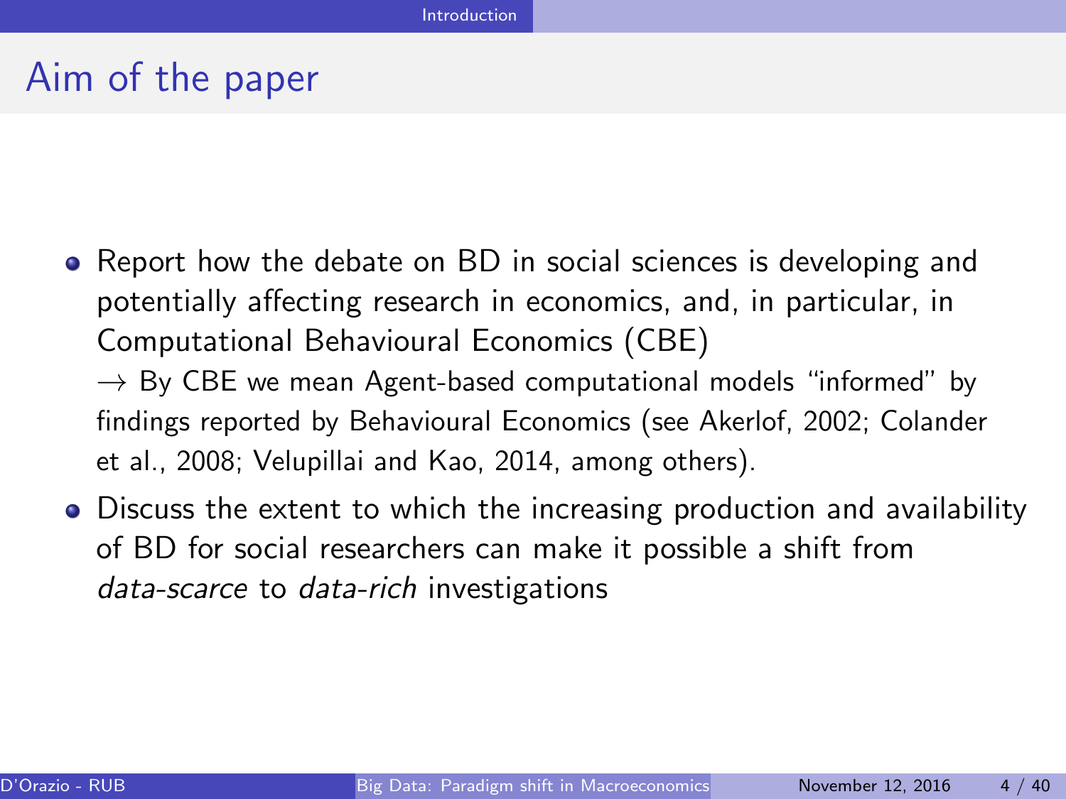## Aim of the paper

- Report how the debate on BD in social sciences is developing and potentially affecting research in economics, and, in particular, in Computational Behavioural Economics (CBE)

  $\rightarrow$ By CBE we mean Agent-based computational models "informed" by findings reported by Behavioural Economics (see Akerlof, 2002; Colander et al., 2008; Velupillai and Kao, 2014, among others).

- Discuss the extent to which the increasing production and availability of BD for social researchers can make it possible a shift from *data-scarce* to *data-rich* investigations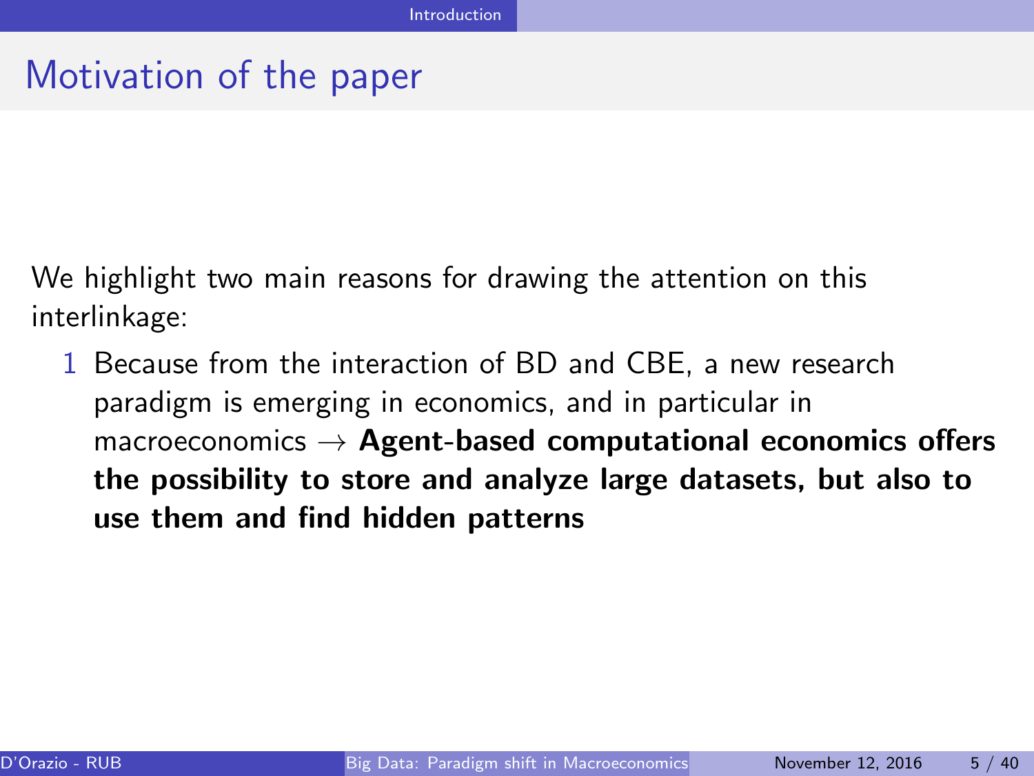# Motivation of the paper

We highlight two main reasons for drawing the attention on this interlinkage:

1. Because from the interaction of BD and CBE, a new research paradigm is emerging in economics, and in particular in macroeconomics $\rightarrow$ **Agent-based computational economics offers the possibility to store and analyze large datasets, but also to use them and find hidden patterns**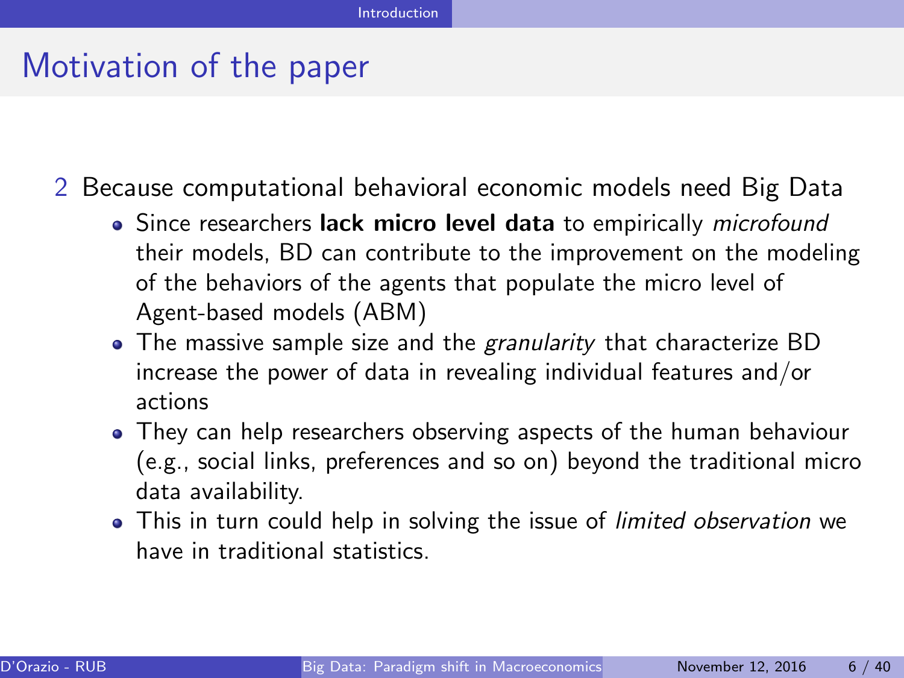# Motivation of the paper

2. Because computational behavioral economic models need Big Data
   - Since researchers **lack micro level data** to empirically *microfound* their models, BD can contribute to the improvement on the modeling of the behaviors of the agents that populate the micro level of Agent-based models (ABM)
   - The massive sample size and the *granularity* that characterize BD increase the power of data in revealing individual features and/or actions
   - They can help researchers observing aspects of the human behaviour (e.g., social links, preferences and so on) beyond the traditional micro data availability.
   - This in turn could help in solving the issue of *limited observation* we have in traditional statistics.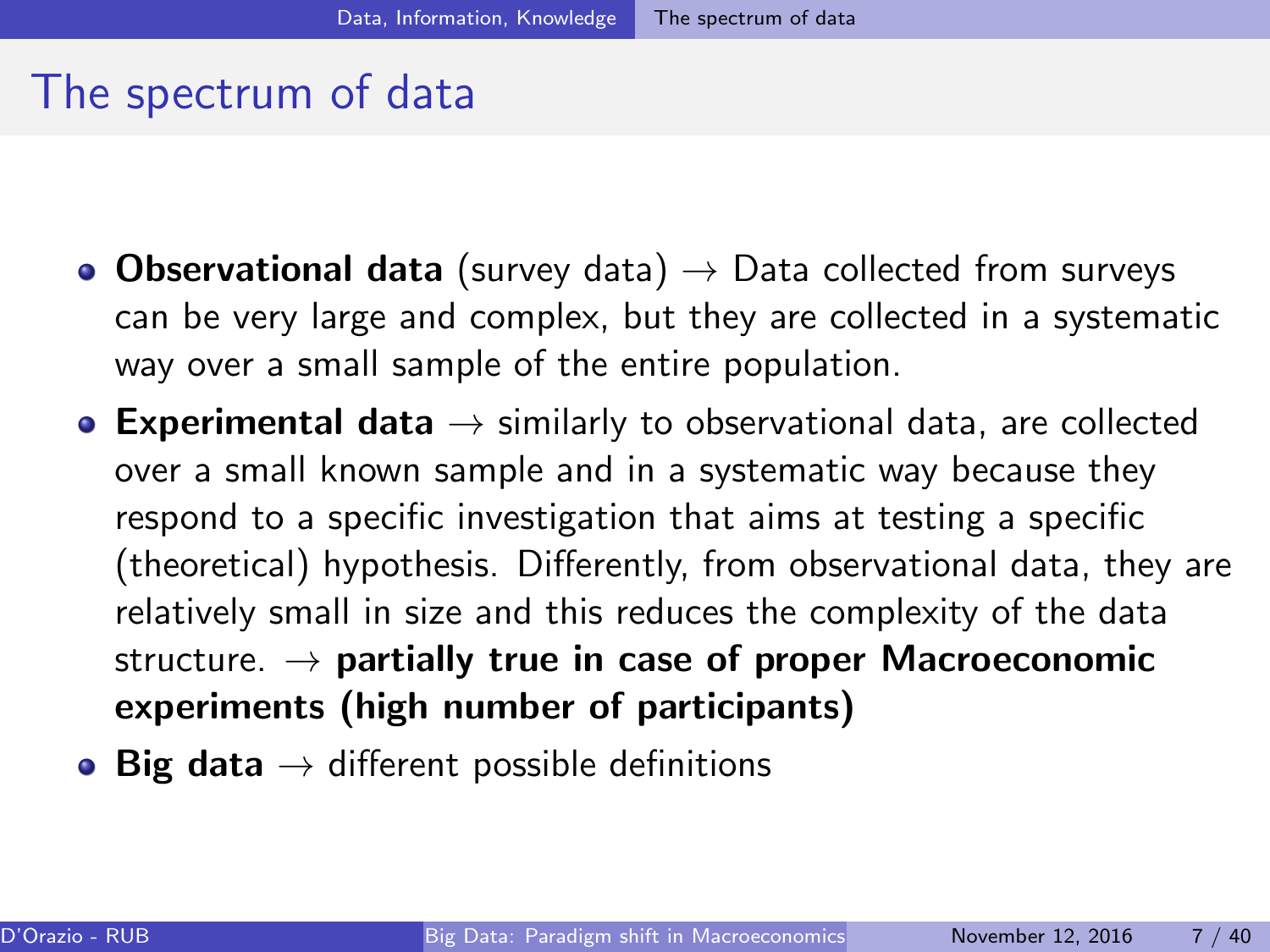# The spectrum of data

- **Observational data** (survey data) → Data collected from surveys can be very large and complex, but they are collected in a systematic way over a small sample of the entire population.
- **Experimental data** → similarly to observational data, are collected over a small known sample and in a systematic way because they respond to a specific investigation that aims at testing a specific (theoretical) hypothesis. Differently, from observational data, they are relatively small in size and this reduces the complexity of the data structure. → **partially true in case of proper Macroeconomic experiments (high number of participants)**
- **Big data** → different possible definitions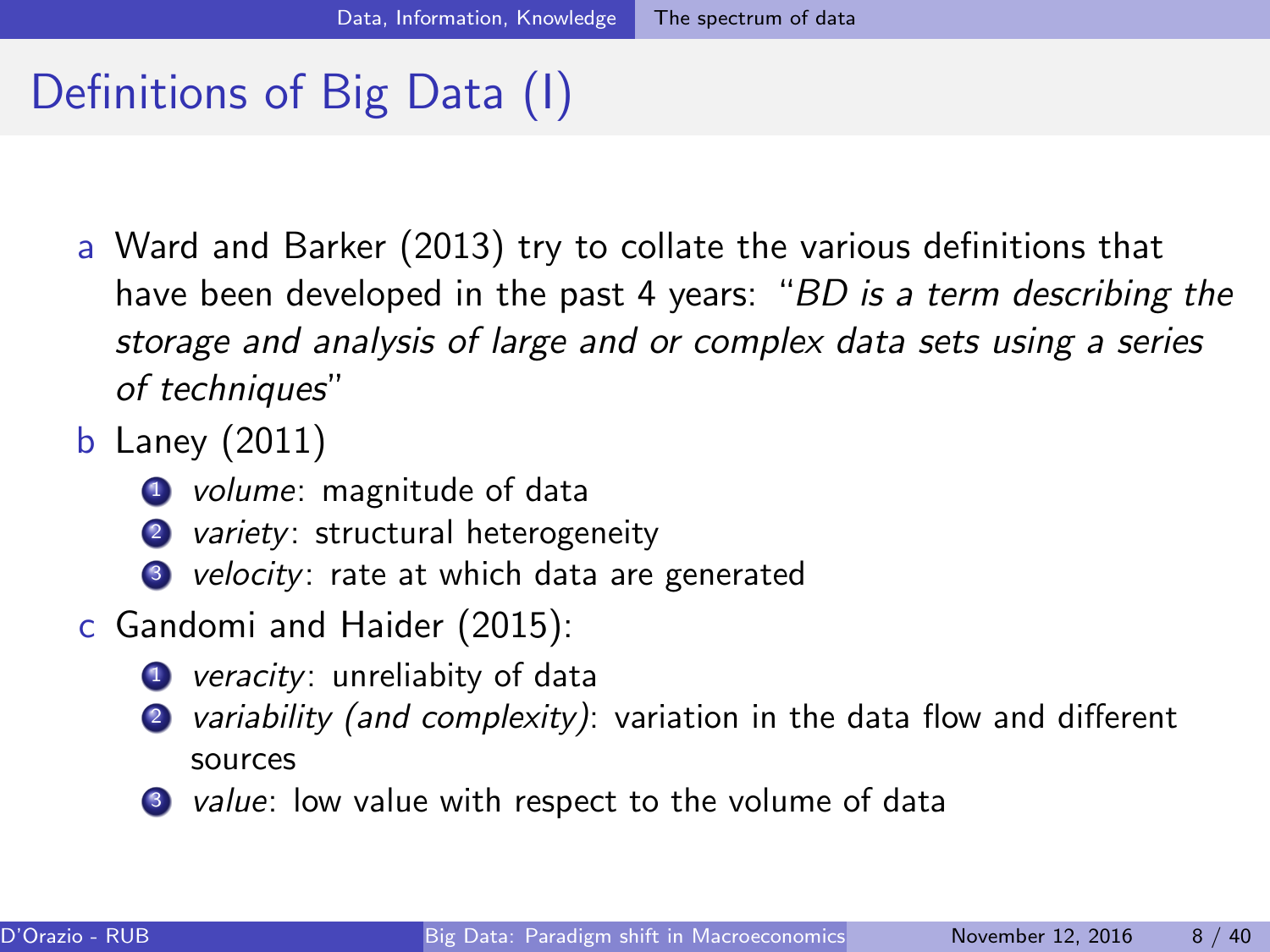# Definitions of Big Data (I)

a Ward and Barker (2013) try to collate the various definitions that have been developed in the past 4 years: "*BD is a term describing the storage and analysis of large and or complex data sets using a series of techniques*"

b Laney (2011)

1. *volume*: magnitude of data
2. *variety*: structural heterogeneity
3. *velocity*: rate at which data are generated

c Gandomi and Haider (2015):

1. *veracity*: unreliabity of data
2. *variability (and complexity)*: variation in the data flow and different sources
3. *value*: low value with respect to the volume of data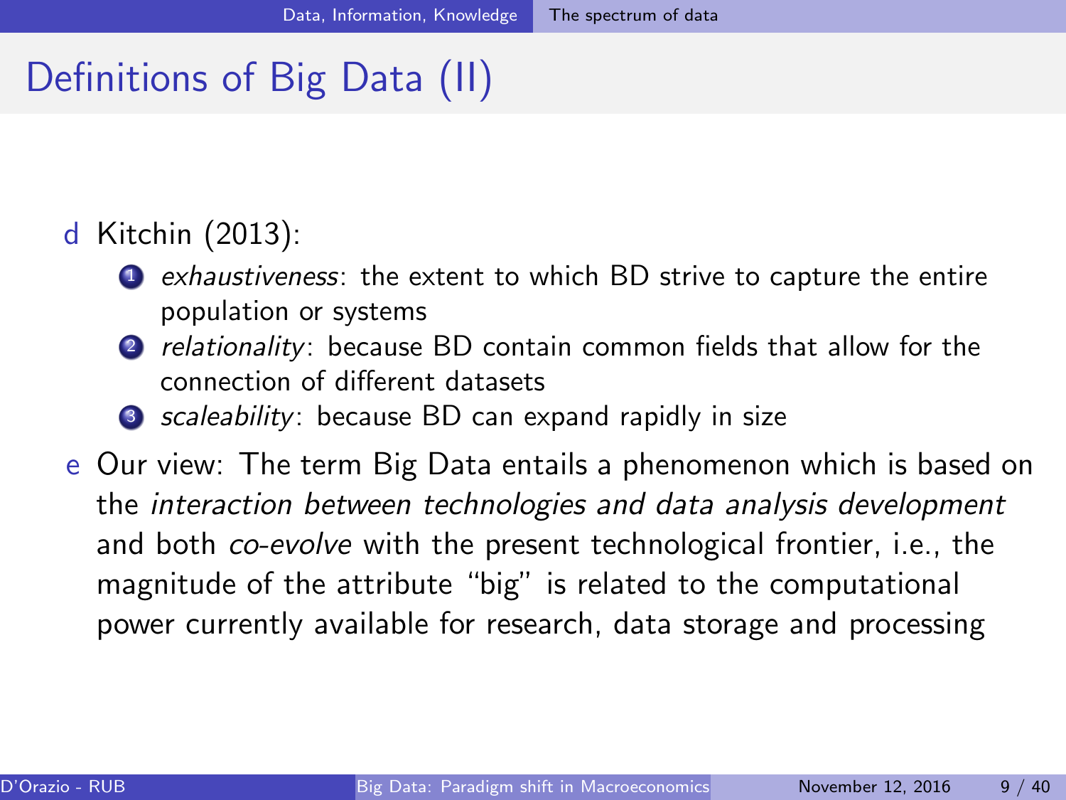# Definitions of Big Data (II)

d Kitchin (2013):

1. *exhaustiveness*: the extent to which BD strive to capture the entire population or systems
2. *relationality*: because BD contain common fields that allow for the connection of different datasets
3. *scaleability*: because BD can expand rapidly in size

e Our view: The term Big Data entails a phenomenon which is based on the *interaction between technologies and data analysis development* and both *co-evolve* with the present technological frontier, i.e., the magnitude of the attribute "big" is related to the computational power currently available for research, data storage and processing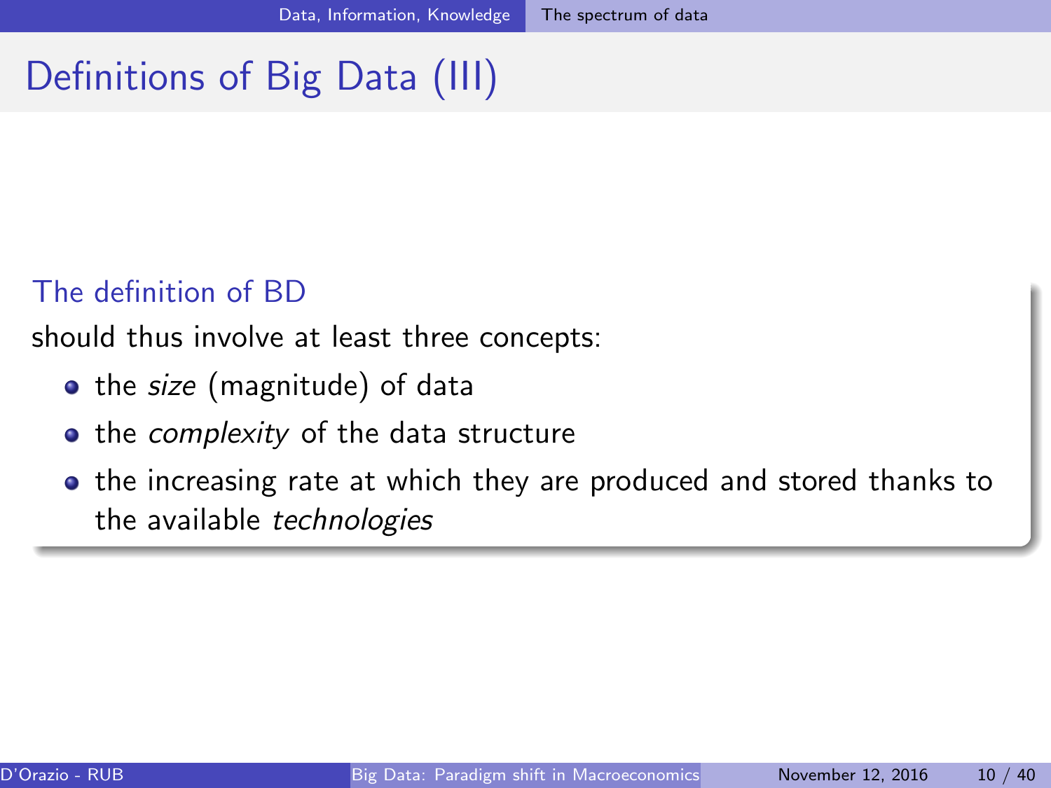# Definitions of Big Data (III)

**The definition of BD**

should thus involve at least three concepts:

- the *size* (magnitude) of data
- the *complexity* of the data structure
- the increasing rate at which they are produced and stored thanks to the available *technologies*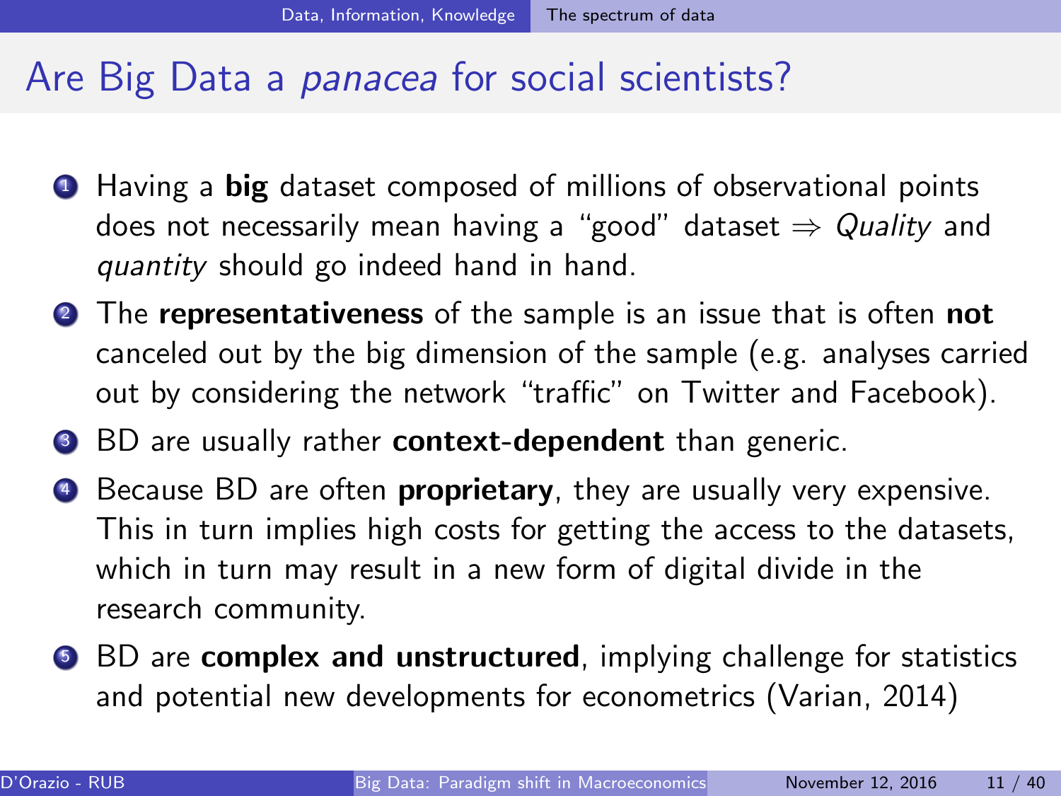# Are Big Data a *panacea* for social scientists?

1. Having a **big** dataset composed of millions of observational points does not necessarily mean having a "good" dataset ⇒ *Quality* and *quantity* should go indeed hand in hand.
2. The **representativeness** of the sample is an issue that is often **not** canceled out by the big dimension of the sample (e.g. analyses carried out by considering the network "traffic" on Twitter and Facebook).
3. BD are usually rather **context-dependent** than generic.
4. Because BD are often **proprietary**, they are usually very expensive. This in turn implies high costs for getting the access to the datasets, which in turn may result in a new form of digital divide in the research community.
5. BD are **complex and unstructured**, implying challenge for statistics and potential new developments for econometrics (Varian, 2014)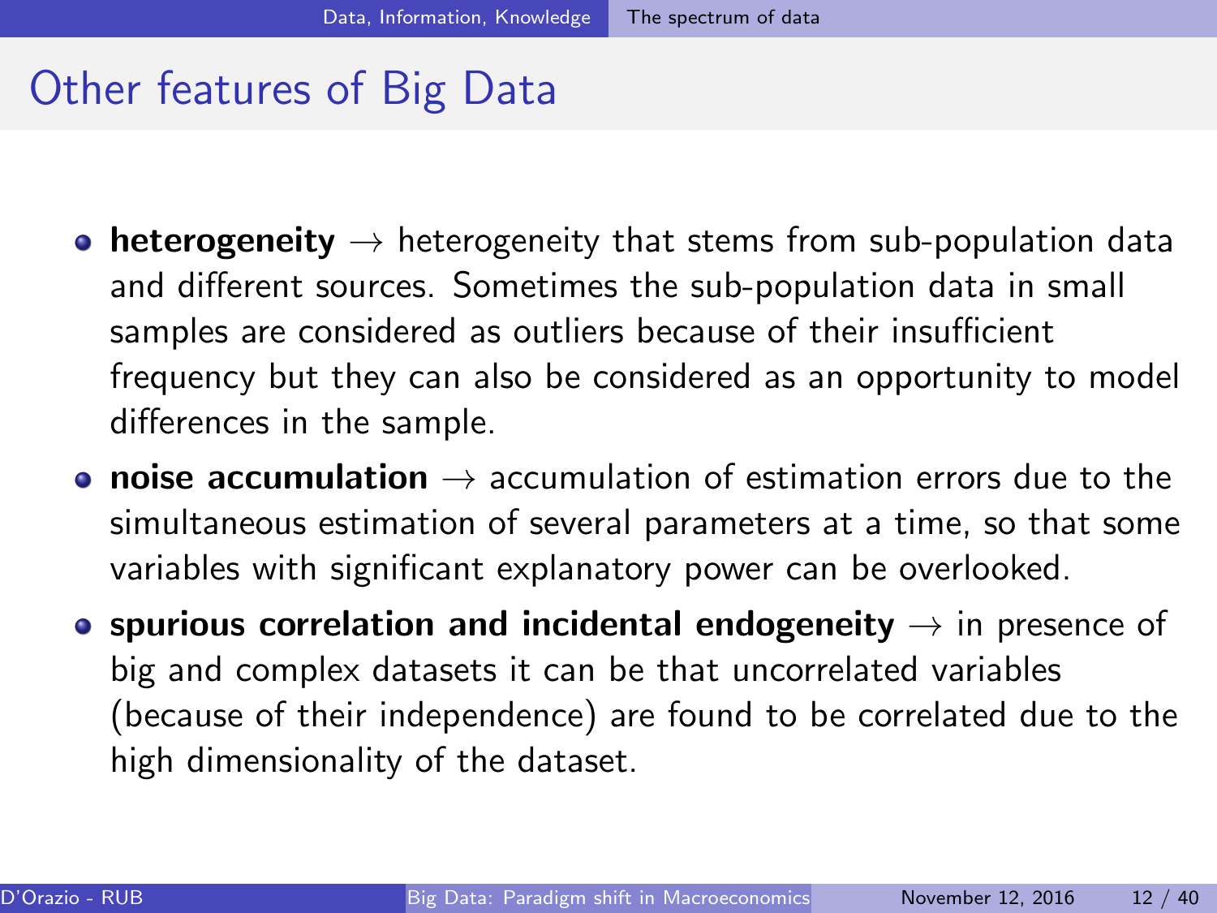# Other features of Big Data

- **heterogeneity** → heterogeneity that stems from sub-population data and different sources. Sometimes the sub-population data in small samples are considered as outliers because of their insufficient frequency but they can also be considered as an opportunity to model differences in the sample.
- **noise accumulation** → accumulation of estimation errors due to the simultaneous estimation of several parameters at a time, so that some variables with significant explanatory power can be overlooked.
- **spurious correlation and incidental endogeneity** → in presence of big and complex datasets it can be that uncorrelated variables (because of their independence) are found to be correlated due to the high dimensionality of the dataset.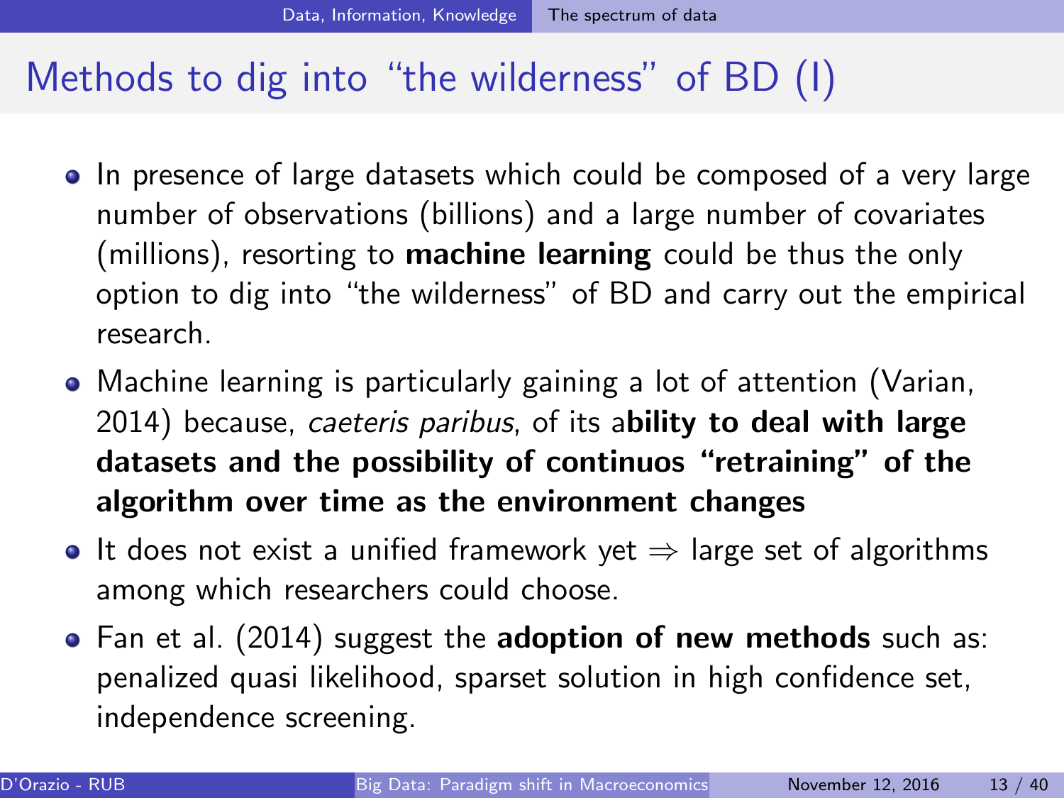# Methods to dig into "the wilderness" of BD (I)

- In presence of large datasets which could be composed of a very large number of observations (billions) and a large number of covariates (millions), resorting to **machine learning** could be thus the only option to dig into "the wilderness" of BD and carry out the empirical research.
- Machine learning is particularly gaining a lot of attention (Varian, 2014) because, *caeteris paribus*, of its a**bility to deal with large datasets and the possibility of continuos "retraining" of the algorithm over time as the environment changes**
- It does not exist a unified framework yet ⇒ large set of algorithms among which researchers could choose.
- Fan et al. (2014) suggest the **adoption of new methods** such as: penalized quasi likelihood, sparset solution in high confidence set, independence screening.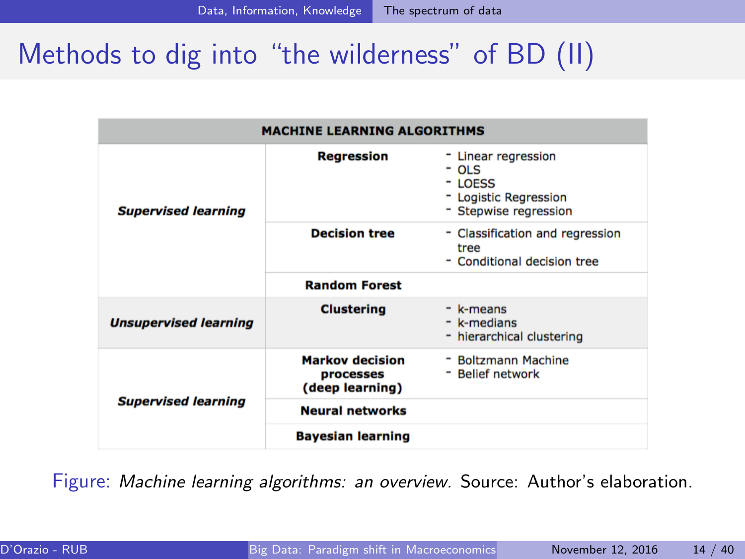# Methods to dig into "the wilderness" of BD (II)

| MACHINE LEARNING ALGORITHMS | | |
|---|---|---|
| ***Supervised learning*** | **Regression** | - Linear regression<br>- OLS<br>- LOESS<br>- Logistic Regression<br>- Stepwise regression |
| | **Decision tree** | - Classification and regression tree<br>- Conditional decision tree |
| | **Random Forest** | |
| ***Unsupervised learning*** | **Clustering** | - k-means<br>- k-medians<br>- hierarchical clustering |
| ***Supervised learning*** | **Markov decision processes (deep learning)** | - Boltzmann Machine<br>- Belief network |
| | **Neural networks** | |
| | **Bayesian learning** | |

Figure: *Machine learning algorithms: an overview.* Source: Author's elaboration.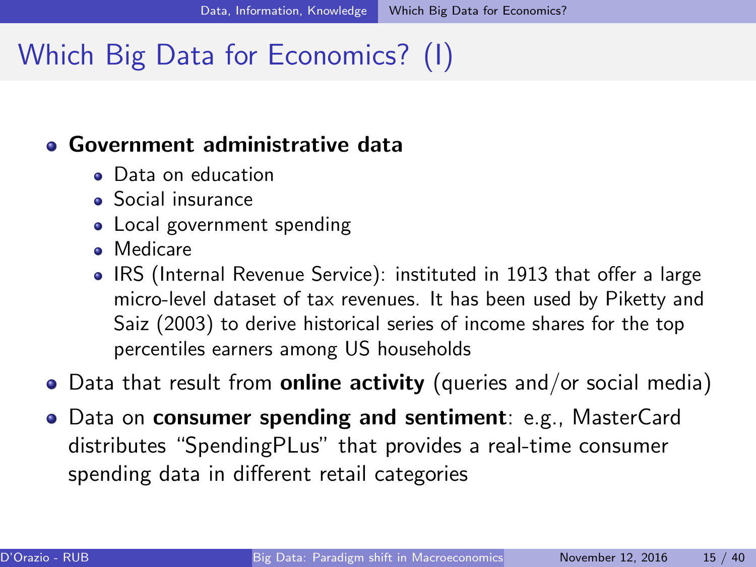# Which Big Data for Economics? (I)

- **Government administrative data**
  - Data on education
  - Social insurance
  - Local government spending
  - Medicare
  - IRS (Internal Revenue Service): instituted in 1913 that offer a large micro-level dataset of tax revenues. It has been used by Piketty and Saiz (2003) to derive historical series of income shares for the top percentiles earners among US households
- Data that result from **online activity** (queries and/or social media)
- Data on **consumer spending and sentiment**: e.g., MasterCard distributes "SpendingPLus" that provides a real-time consumer spending data in different retail categories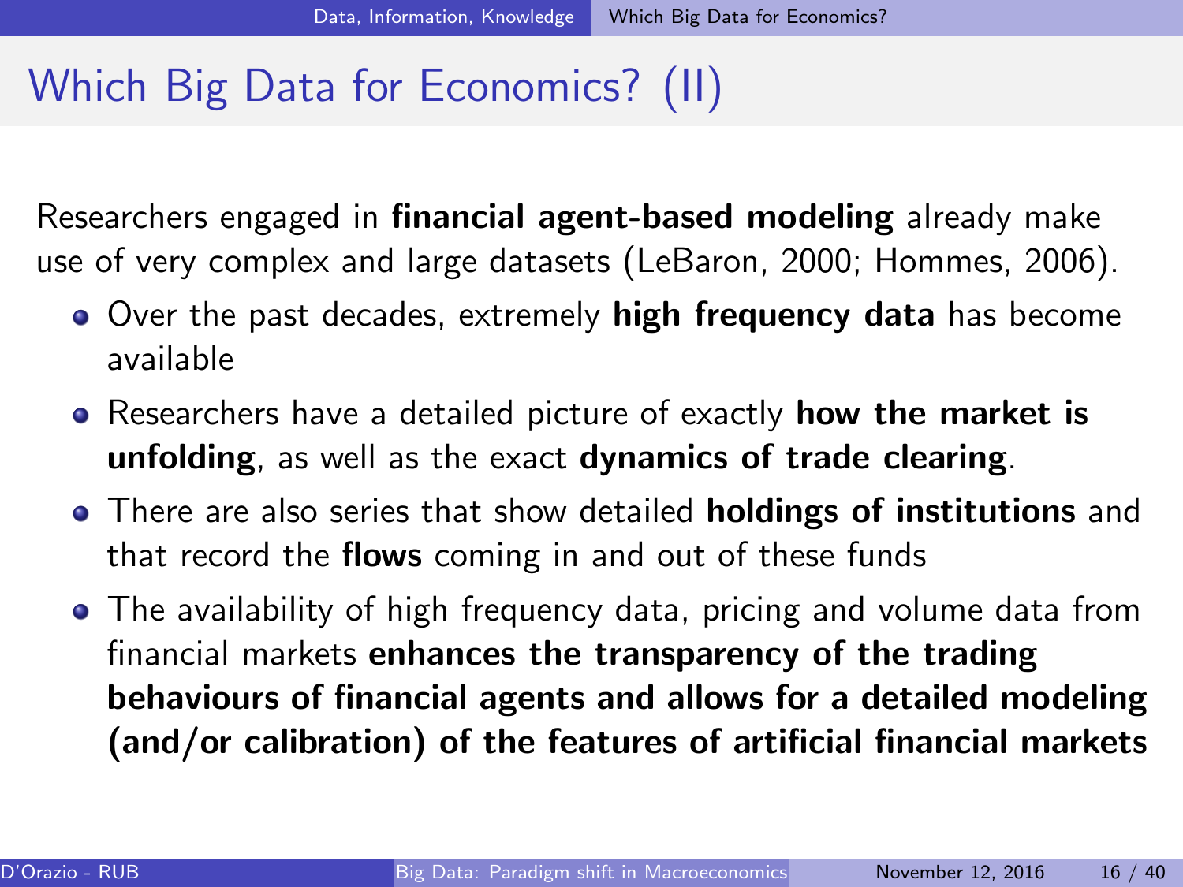# Which Big Data for Economics? (II)

Researchers engaged in **financial agent-based modeling** already make use of very complex and large datasets (LeBaron, 2000; Hommes, 2006).

- Over the past decades, extremely **high frequency data** has become available
- Researchers have a detailed picture of exactly **how the market is unfolding**, as well as the exact **dynamics of trade clearing**.
- There are also series that show detailed **holdings of institutions** and that record the **flows** coming in and out of these funds
- The availability of high frequency data, pricing and volume data from financial markets **enhances the transparency of the trading behaviours of financial agents and allows for a detailed modeling (and/or calibration) of the features of artificial financial markets**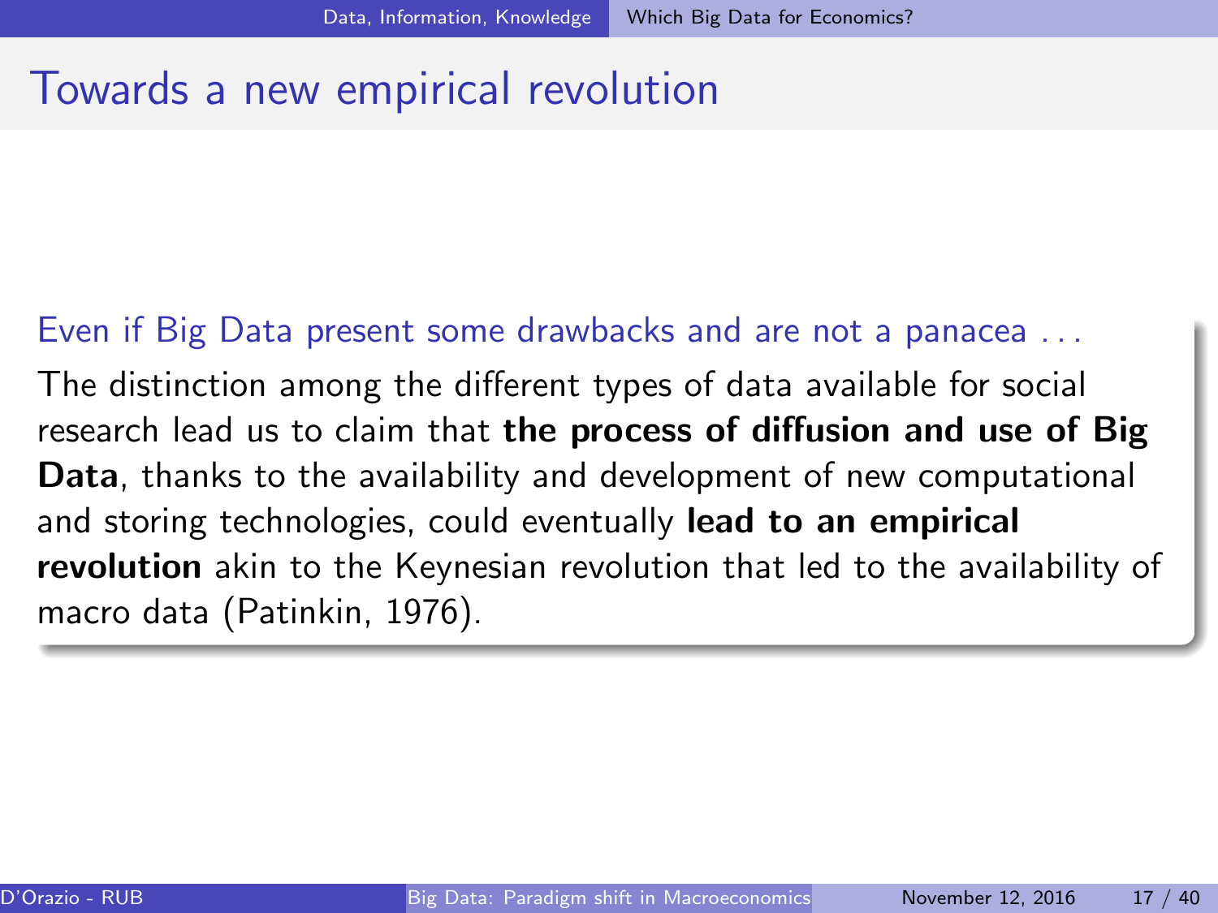# Towards a new empirical revolution

Even if Big Data present some drawbacks and are not a panacea . . .

The distinction among the different types of data available for social research lead us to claim that **the process of diffusion and use of Big Data**, thanks to the availability and development of new computational and storing technologies, could eventually **lead to an empirical revolution** akin to the Keynesian revolution that led to the availability of macro data (Patinkin, 1976).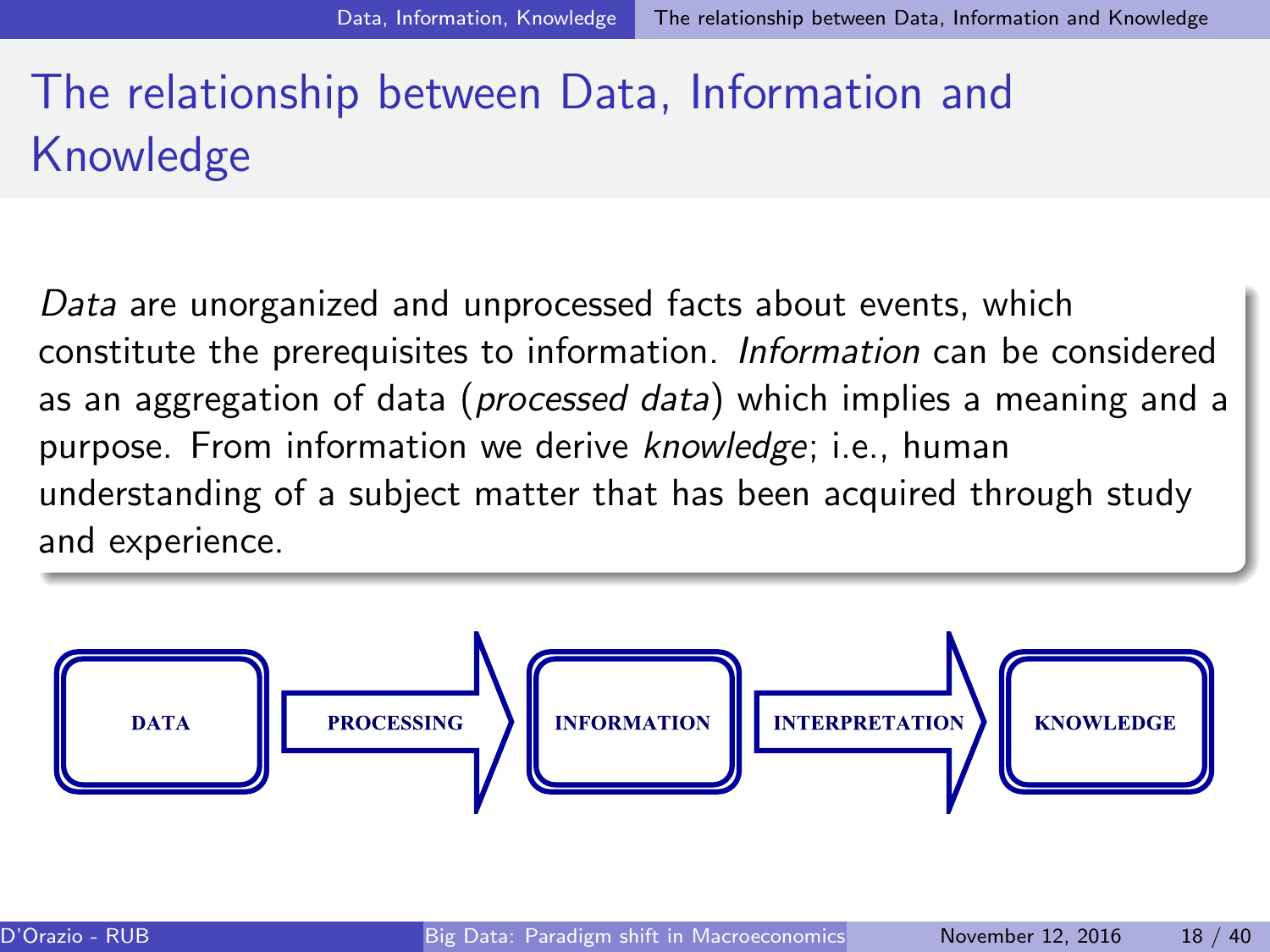# The relationship between Data, Information and Knowledge

*Data* are unorganized and unprocessed facts about events, which constitute the prerequisites to information. *Information* can be considered as an aggregation of data (*processed data*) which implies a meaning and a purpose. From information we derive *knowledge*; i.e., human understanding of a subject matter that has been acquired through study and experience.

DATA

PROCESSING

INFORMATION

INTERPRETATION

KNOWLEDGE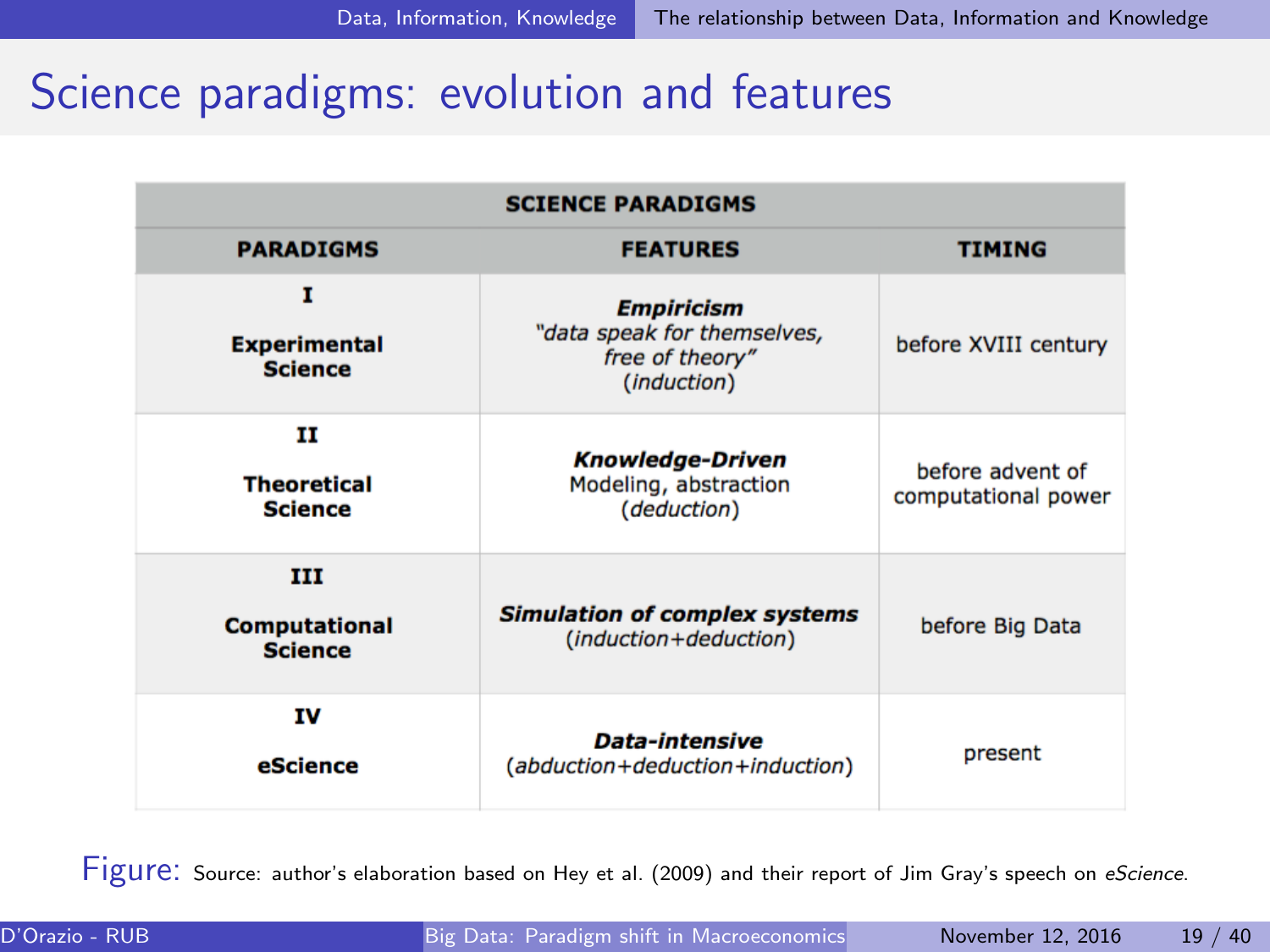# Science paradigms: evolution and features

| SCIENCE PARADIGMS | | |
|---|---|---|
| **PARADIGMS** | **FEATURES** | **TIMING** |
| **I** **Experimental Science** | ***Empiricism*** *"data speak for themselves, free of theory"* (*induction*) | before XVIII century |
| **II** **Theoretical Science** | ***Knowledge-Driven*** Modeling, abstraction (*deduction*) | before advent of computational power |
| **III** **Computational Science** | ***Simulation of complex systems*** (*induction+deduction*) | before Big Data |
| **IV** **eScience** | ***Data-intensive*** (*abduction+deduction+induction*) | present |

Figure: Source: author's elaboration based on Hey et al. (2009) and their report of Jim Gray's speech on *eScience*.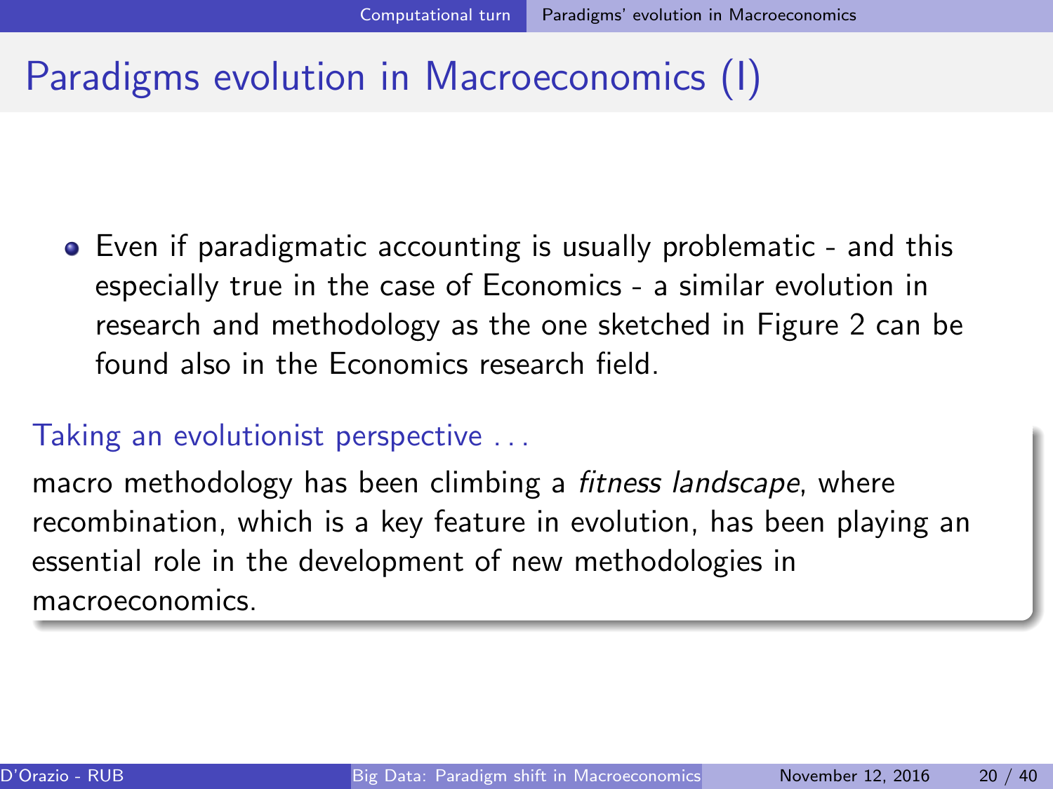# Paradigms evolution in Macroeconomics (I)

- Even if paradigmatic accounting is usually problematic - and this especially true in the case of Economics - a similar evolution in research and methodology as the one sketched in Figure 2 can be found also in the Economics research field.

### Taking an evolutionist perspective ...

macro methodology has been climbing a *fitness landscape*, where recombination, which is a key feature in evolution, has been playing an essential role in the development of new methodologies in macroeconomics.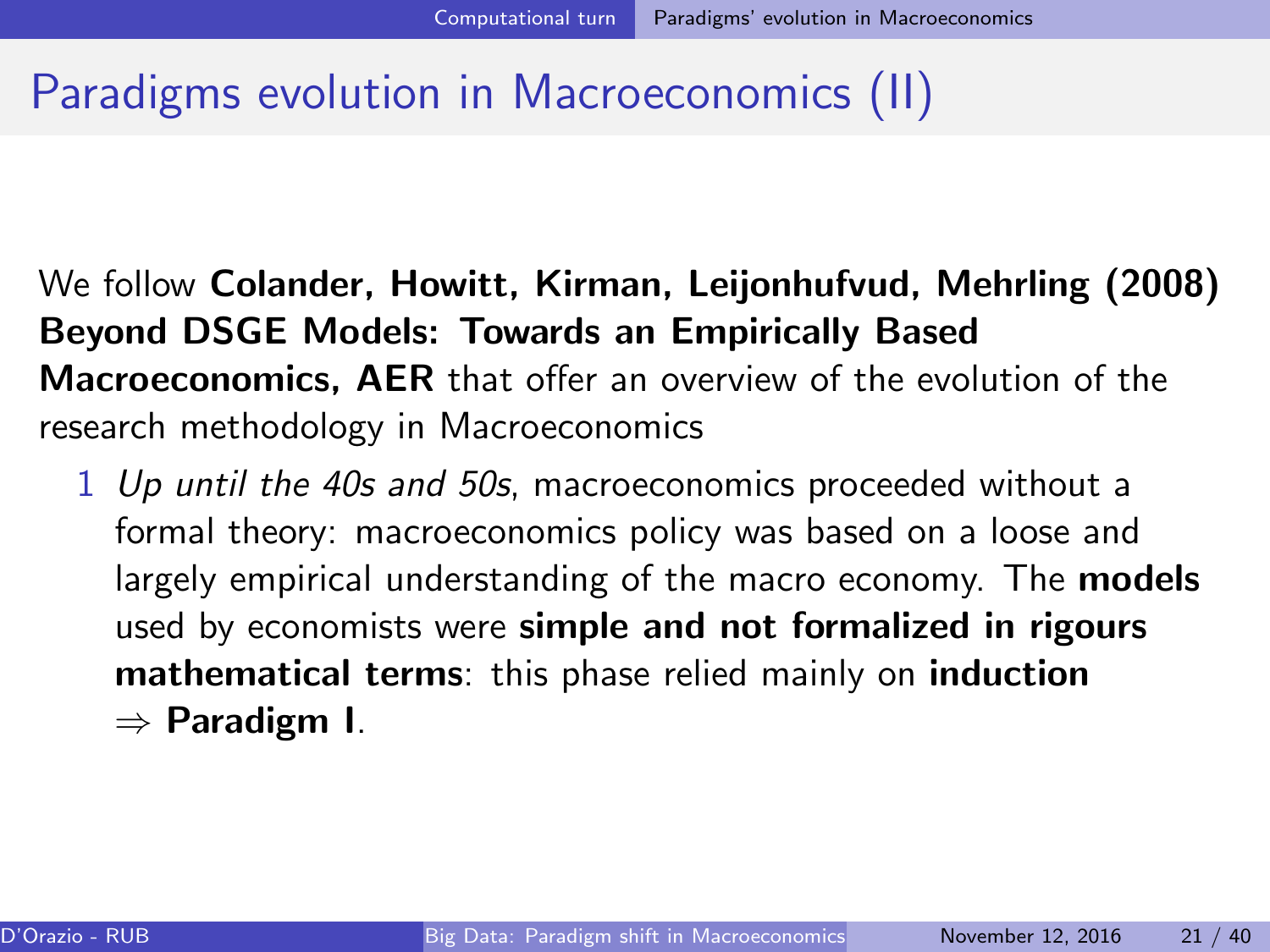# Paradigms evolution in Macroeconomics (II)

We follow **Colander, Howitt, Kirman, Leijonhufvud, Mehrling (2008) Beyond DSGE Models: Towards an Empirically Based Macroeconomics, AER** that offer an overview of the evolution of the research methodology in Macroeconomics

1. *Up until the 40s and 50s*, macroeconomics proceeded without a formal theory: macroeconomics policy was based on a loose and largely empirical understanding of the macro economy. The **models** used by economists were **simple and not formalized in rigours mathematical terms**: this phase relied mainly on **induction** $\Rightarrow$ **Paradigm I**.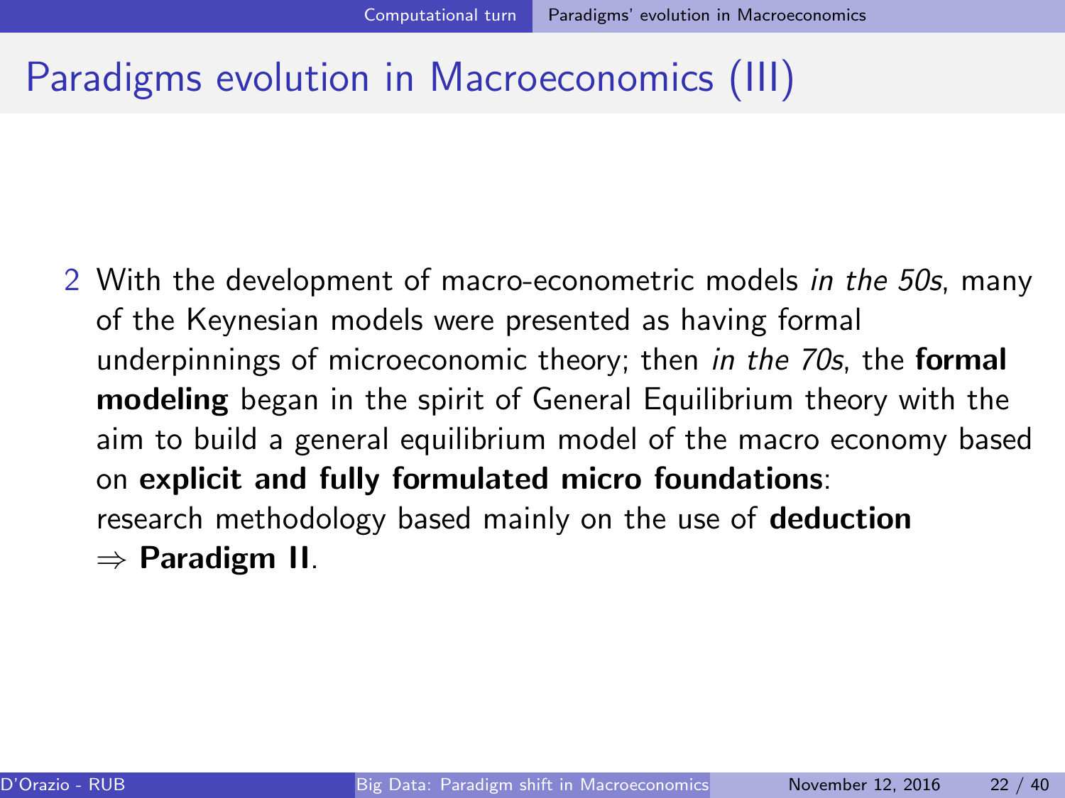# Paradigms evolution in Macroeconomics (III)

2 With the development of macro-econometric models *in the 50s*, many of the Keynesian models were presented as having formal underpinnings of microeconomic theory; then *in the 70s*, the **formal modeling** began in the spirit of General Equilibrium theory with the aim to build a general equilibrium model of the macro economy based on **explicit and fully formulated micro foundations**: research methodology based mainly on the use of **deduction** $\Rightarrow$ **Paradigm II**.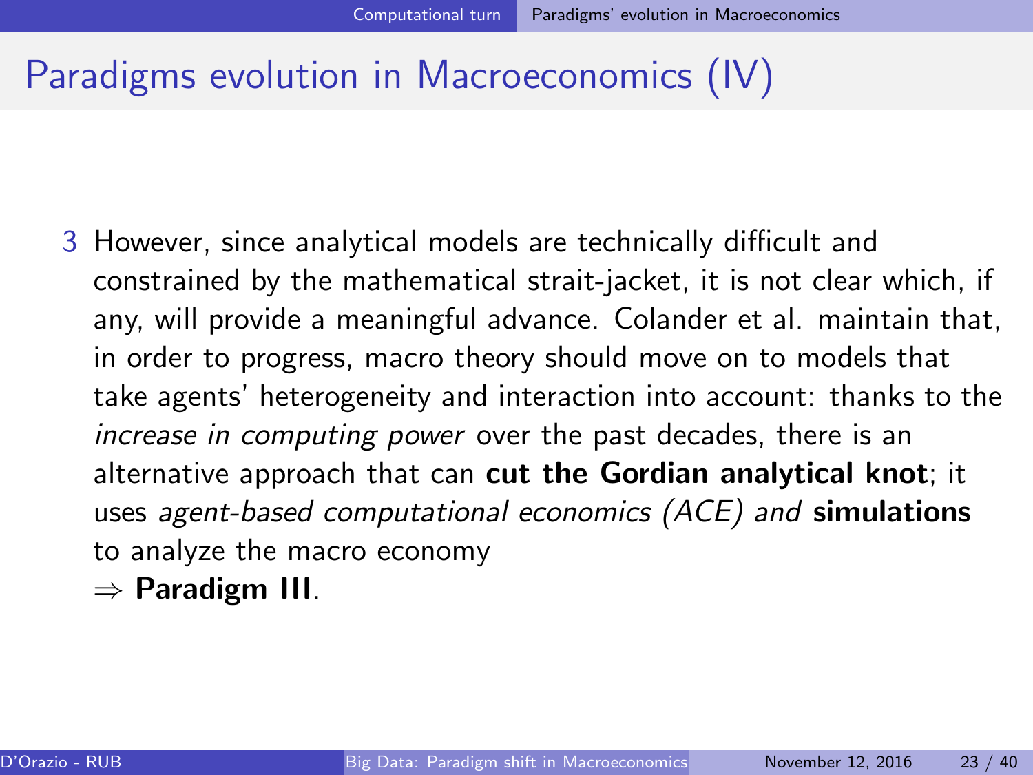# Paradigms evolution in Macroeconomics (IV)

3. However, since analytical models are technically difficult and constrained by the mathematical strait-jacket, it is not clear which, if any, will provide a meaningful advance. Colander et al. maintain that, in order to progress, macro theory should move on to models that take agents' heterogeneity and interaction into account: thanks to the *increase in computing power* over the past decades, there is an alternative approach that can **cut the Gordian analytical knot**; it uses *agent-based computational economics (ACE) and* **simulations** to analyze the macro economy
$\Rightarrow$ **Paradigm III**.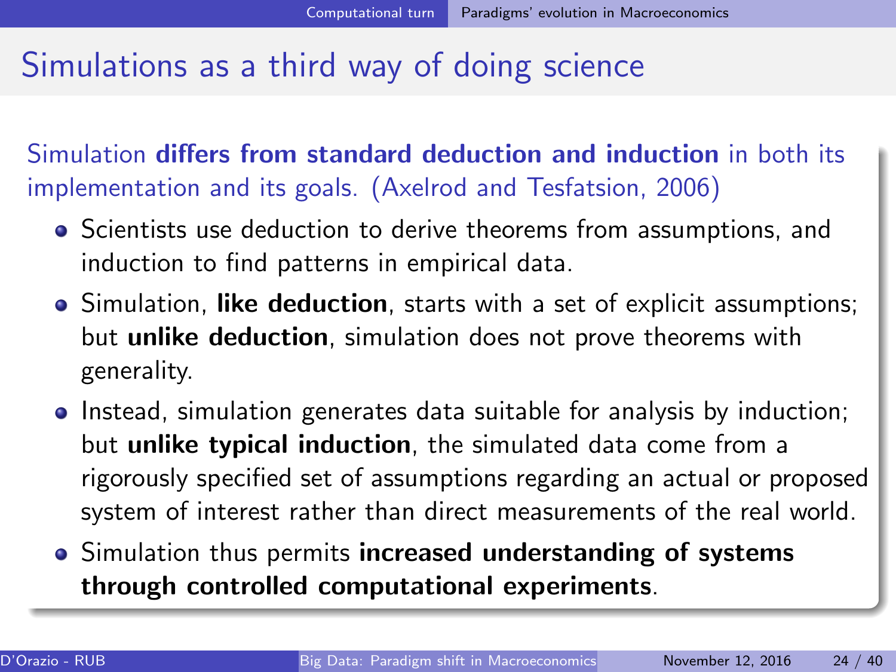# Simulations as a third way of doing science

Simulation **differs from standard deduction and induction** in both its implementation and its goals. (Axelrod and Tesfatsion, 2006)

- Scientists use deduction to derive theorems from assumptions, and induction to find patterns in empirical data.
- Simulation, **like deduction**, starts with a set of explicit assumptions; but **unlike deduction**, simulation does not prove theorems with generality.
- Instead, simulation generates data suitable for analysis by induction; but **unlike typical induction**, the simulated data come from a rigorously specified set of assumptions regarding an actual or proposed system of interest rather than direct measurements of the real world.
- Simulation thus permits **increased understanding of systems through controlled computational experiments**.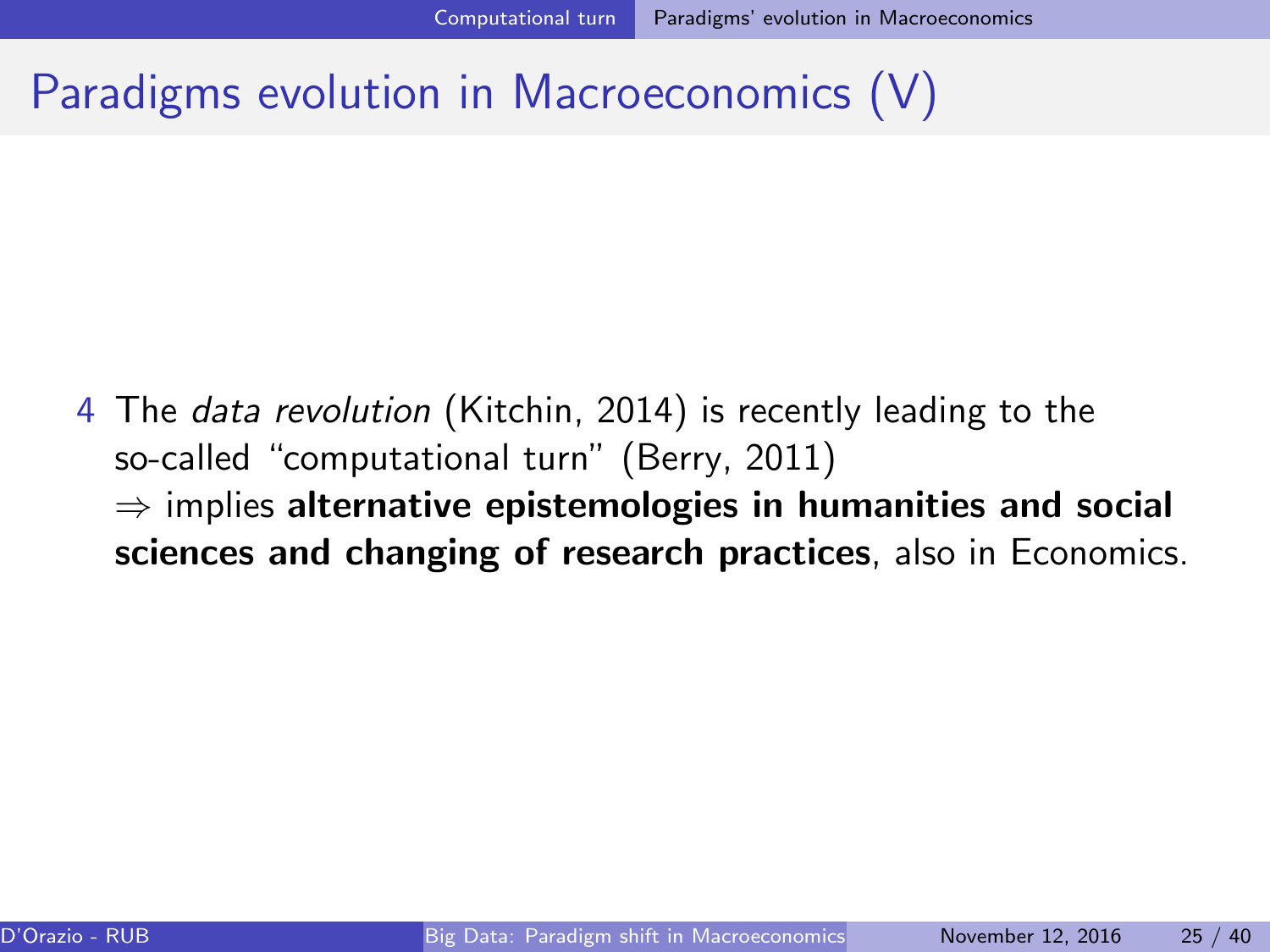# Paradigms evolution in Macroeconomics (V)

4 The *data revolution* (Kitchin, 2014) is recently leading to the so-called "computational turn" (Berry, 2011)
$\Rightarrow$ implies **alternative epistemologies in humanities and social sciences and changing of research practices**, also in Economics.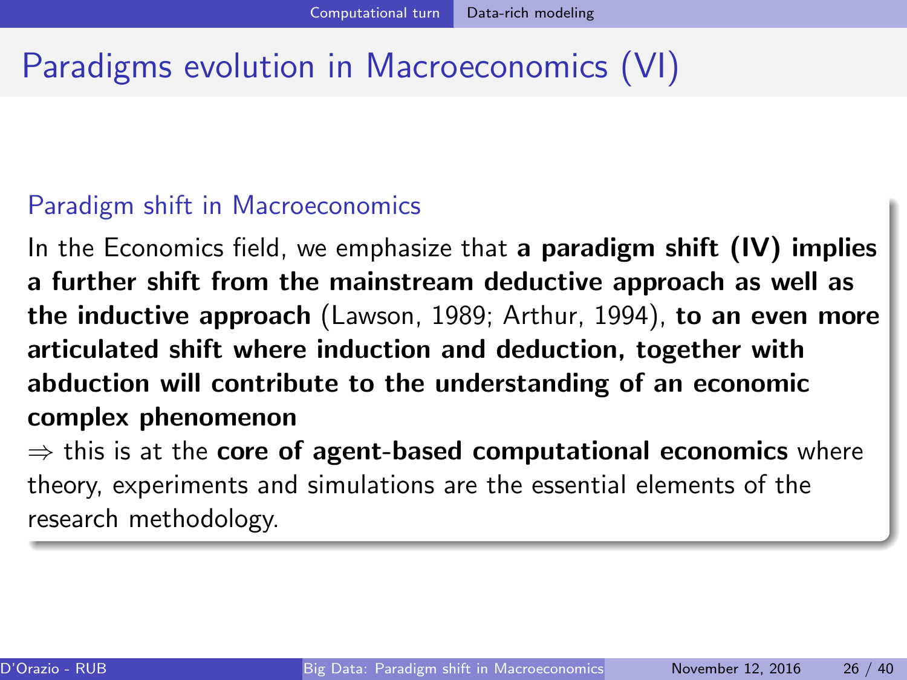# Paradigms evolution in Macroeconomics (VI)

### Paradigm shift in Macroeconomics

In the Economics field, we emphasize that **a paradigm shift (IV) implies a further shift from the mainstream deductive approach as well as the inductive approach** (Lawson, 1989; Arthur, 1994), **to an even more articulated shift where induction and deduction, together with abduction will contribute to the understanding of an economic complex phenomenon**

$\Rightarrow$ this is at the **core of agent-based computational economics** where theory, experiments and simulations are the essential elements of the research methodology.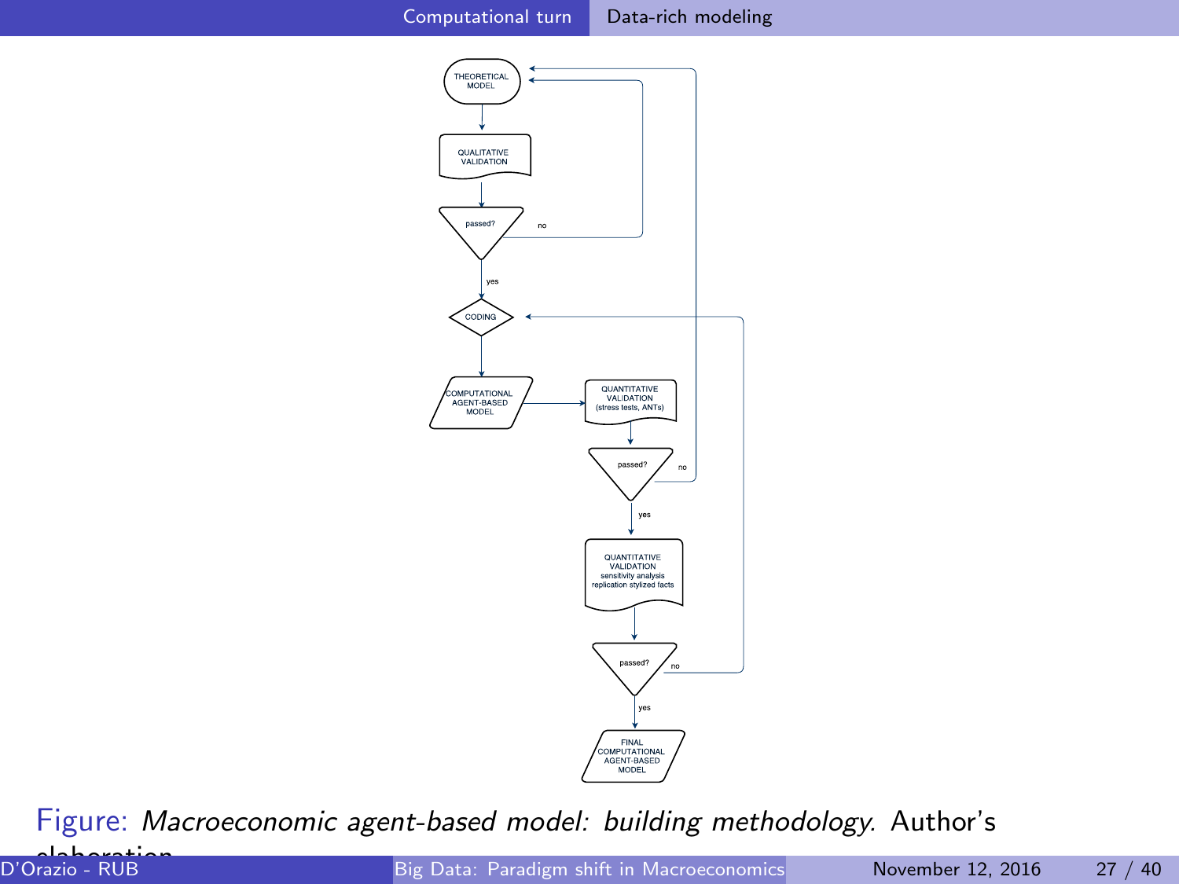THEORETICAL MODEL

QUALITATIVE VALIDATION

passed?

no

yes

CODING

COMPUTATIONAL AGENT-BASED MODEL

QUANTITATIVE VALIDATION (stress tests, ANTs)

passed?

no

yes

QUANTITATIVE VALIDATION sensitivity analysis replication stylized facts

passed?

no

yes

FINAL COMPUTATIONAL AGENT-BASED MODEL

Figure: *Macroeconomic agent-based model: building methodology.* Author's elaboration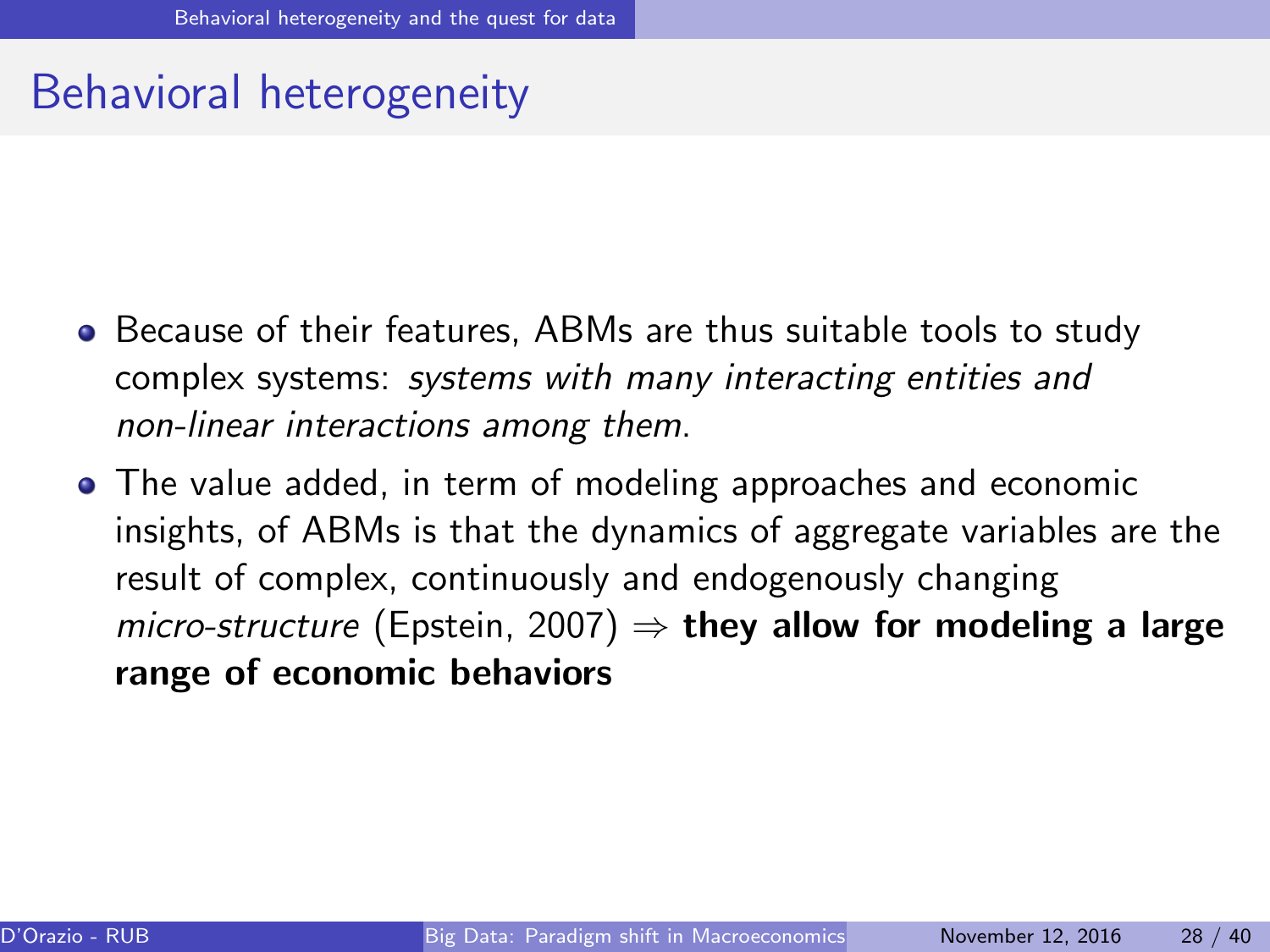# Behavioral heterogeneity

- Because of their features, ABMs are thus suitable tools to study complex systems: *systems with many interacting entities and non-linear interactions among them*.
- The value added, in term of modeling approaches and economic insights, of ABMs is that the dynamics of aggregate variables are the result of complex, continuously and endogenously changing *micro-structure* (Epstein, 2007) $\Rightarrow$ **they allow for modeling a large range of economic behaviors**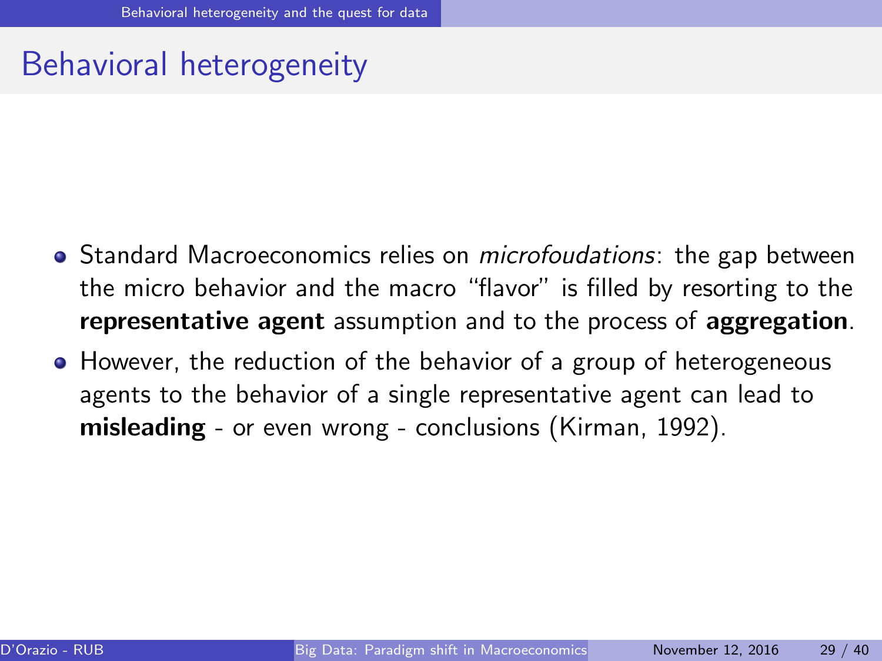# Behavioral heterogeneity

- Standard Macroeconomics relies on *microfoudations*: the gap between the micro behavior and the macro "flavor" is filled by resorting to the **representative agent** assumption and to the process of **aggregation**.
- However, the reduction of the behavior of a group of heterogeneous agents to the behavior of a single representative agent can lead to **misleading** - or even wrong - conclusions (Kirman, 1992).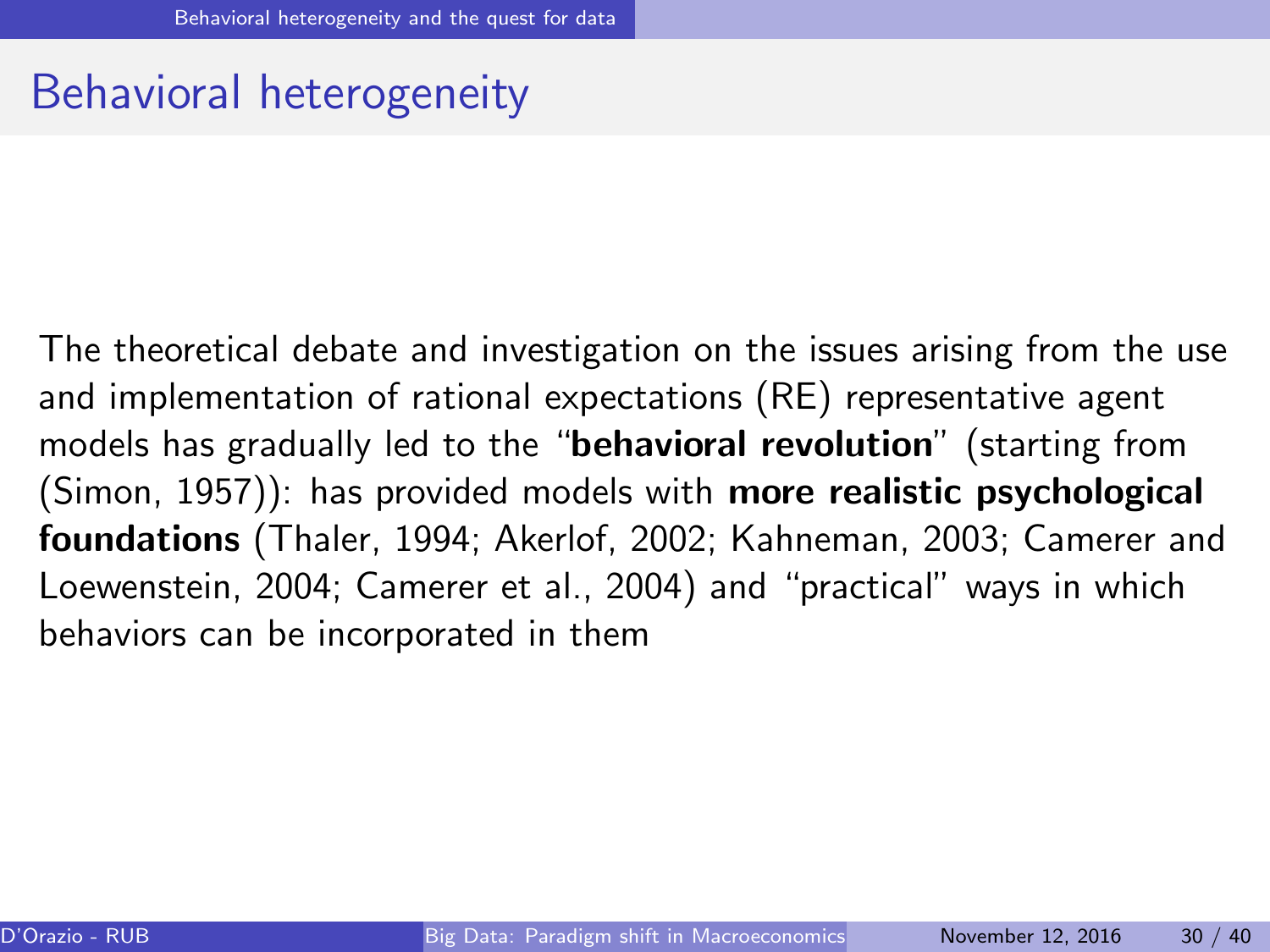# Behavioral heterogeneity

The theoretical debate and investigation on the issues arising from the use and implementation of rational expectations (RE) representative agent models has gradually led to the "**behavioral revolution**" (starting from (Simon, 1957)): has provided models with **more realistic psychological foundations** (Thaler, 1994; Akerlof, 2002; Kahneman, 2003; Camerer and Loewenstein, 2004; Camerer et al., 2004) and "practical" ways in which behaviors can be incorporated in them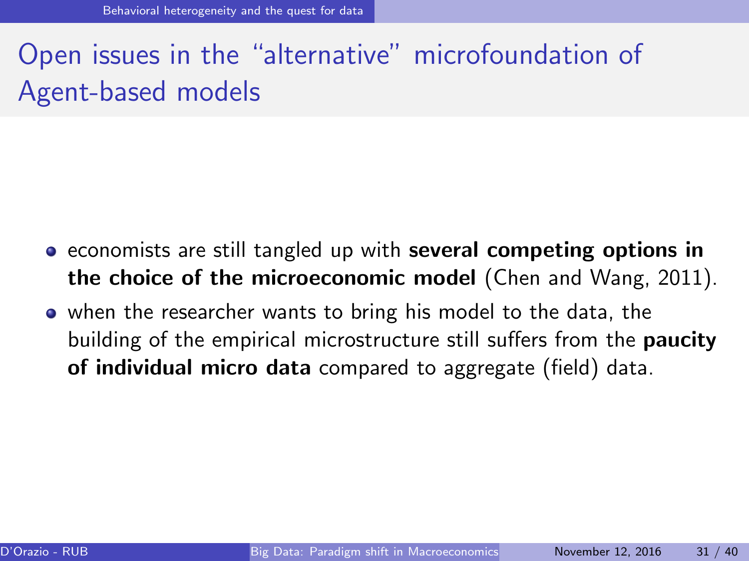# Open issues in the "alternative" microfoundation of Agent-based models

- economists are still tangled up with **several competing options in the choice of the microeconomic model** (Chen and Wang, 2011).
- when the researcher wants to bring his model to the data, the building of the empirical microstructure still suffers from the **paucity of individual micro data** compared to aggregate (field) data.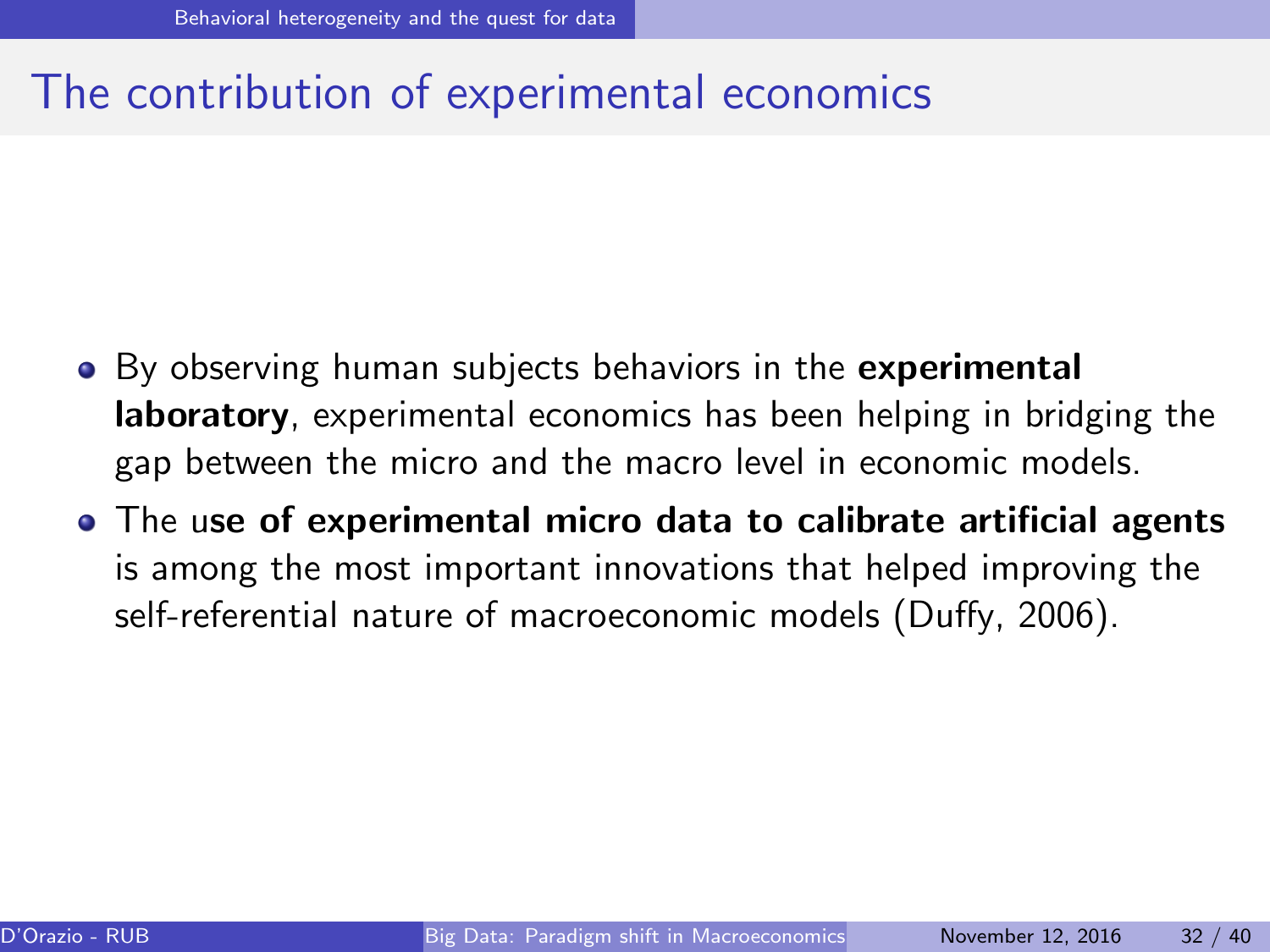# The contribution of experimental economics

- By observing human subjects behaviors in the **experimental laboratory**, experimental economics has been helping in bridging the gap between the micro and the macro level in economic models.
- The u**se of experimental micro data to calibrate artificial agents** is among the most important innovations that helped improving the self-referential nature of macroeconomic models (Duffy, 2006).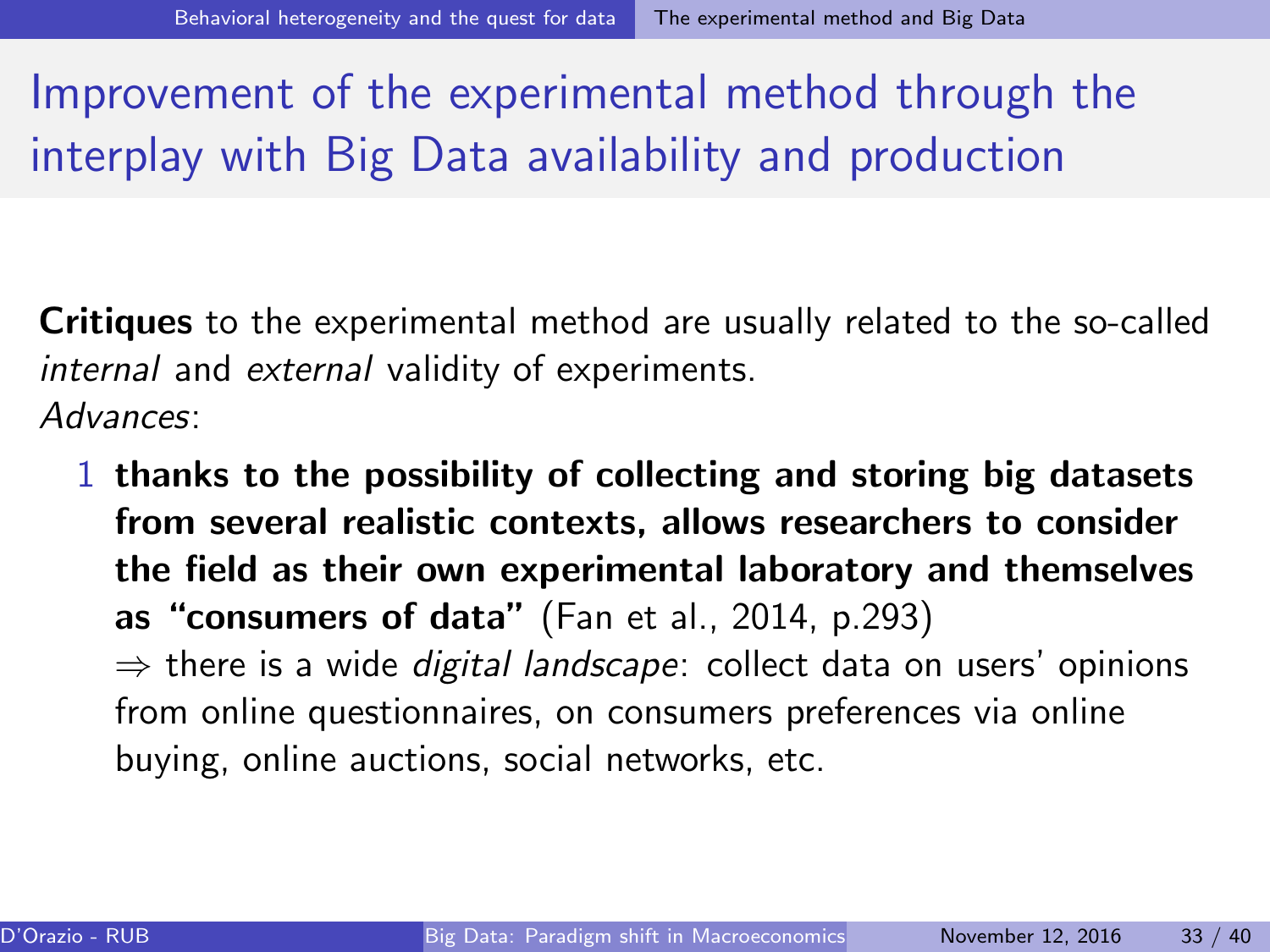# Improvement of the experimental method through the interplay with Big Data availability and production

**Critiques** to the experimental method are usually related to the so-called *internal* and *external* validity of experiments.
*Advances*:

1. **thanks to the possibility of collecting and storing big datasets from several realistic contexts, allows researchers to consider the field as their own experimental laboratory and themselves as "consumers of data"** (Fan et al., 2014, p.293)
   $\Rightarrow$ there is a wide *digital landscape*: collect data on users' opinions from online questionnaires, on consumers preferences via online buying, online auctions, social networks, etc.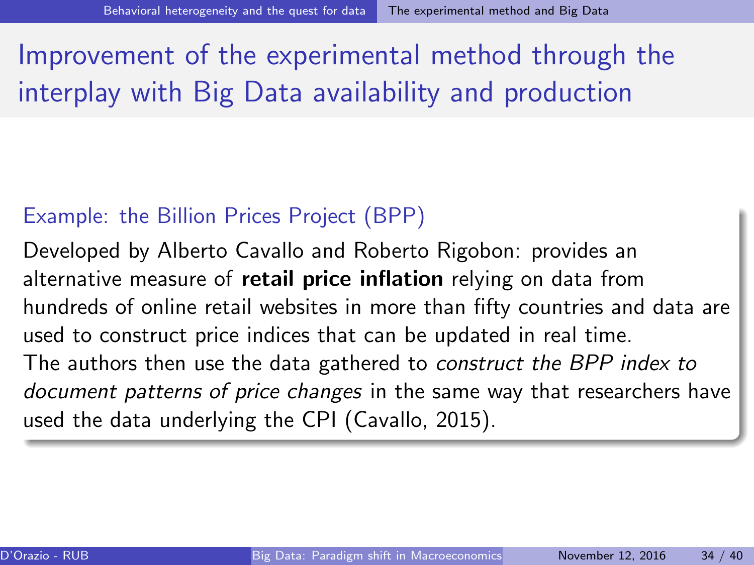# Improvement of the experimental method through the interplay with Big Data availability and production

### Example: the Billion Prices Project (BPP)

Developed by Alberto Cavallo and Roberto Rigobon: provides an alternative measure of **retail price inflation** relying on data from hundreds of online retail websites in more than fifty countries and data are used to construct price indices that can be updated in real time.
The authors then use the data gathered to *construct the BPP index to document patterns of price changes* in the same way that researchers have used the data underlying the CPI (Cavallo, 2015).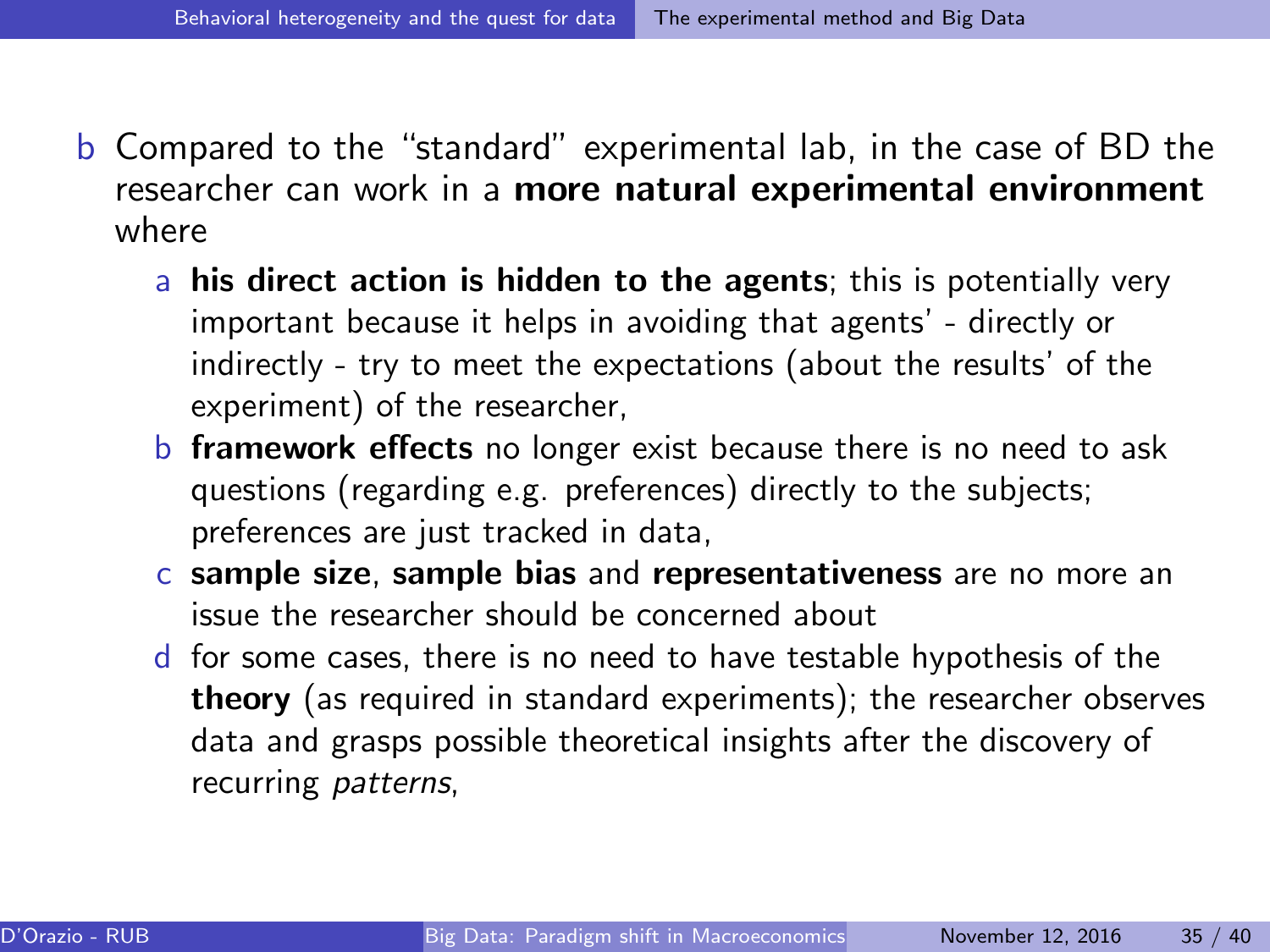b Compared to the “standard” experimental lab, in the case of BD the researcher can work in a **more natural experimental environment** where

  a **his direct action is hidden to the agents**; this is potentially very important because it helps in avoiding that agents' - directly or indirectly - try to meet the expectations (about the results' of the experiment) of the researcher,

  b **framework effects** no longer exist because there is no need to ask questions (regarding e.g. preferences) directly to the subjects; preferences are just tracked in data,

  c **sample size**, **sample bias** and **representativeness** are no more an issue the researcher should be concerned about

  d for some cases, there is no need to have testable hypothesis of the **theory** (as required in standard experiments); the researcher observes data and grasps possible theoretical insights after the discovery of recurring *patterns*,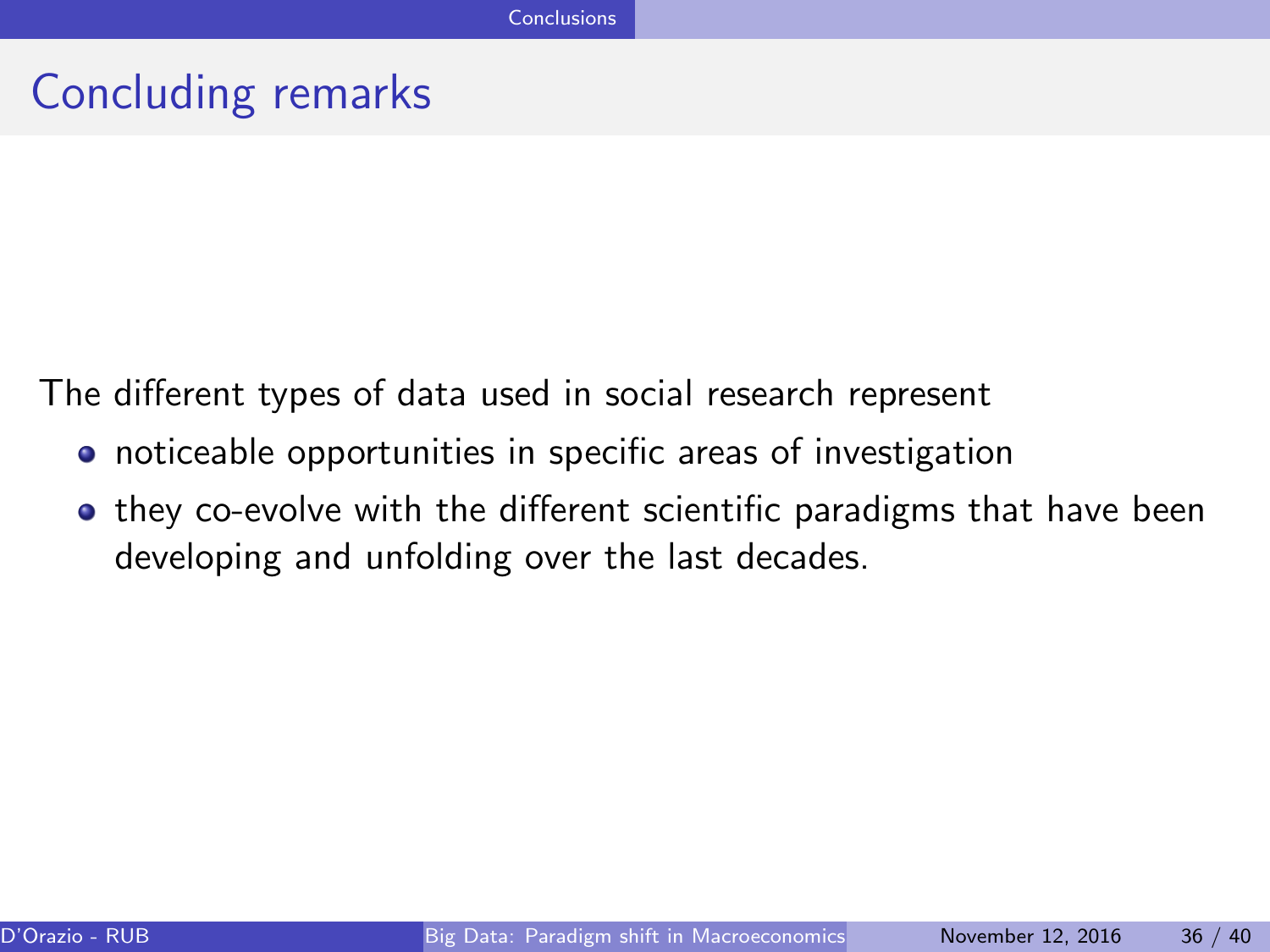# Concluding remarks

The different types of data used in social research represent

- noticeable opportunities in specific areas of investigation
- they co-evolve with the different scientific paradigms that have been developing and unfolding over the last decades.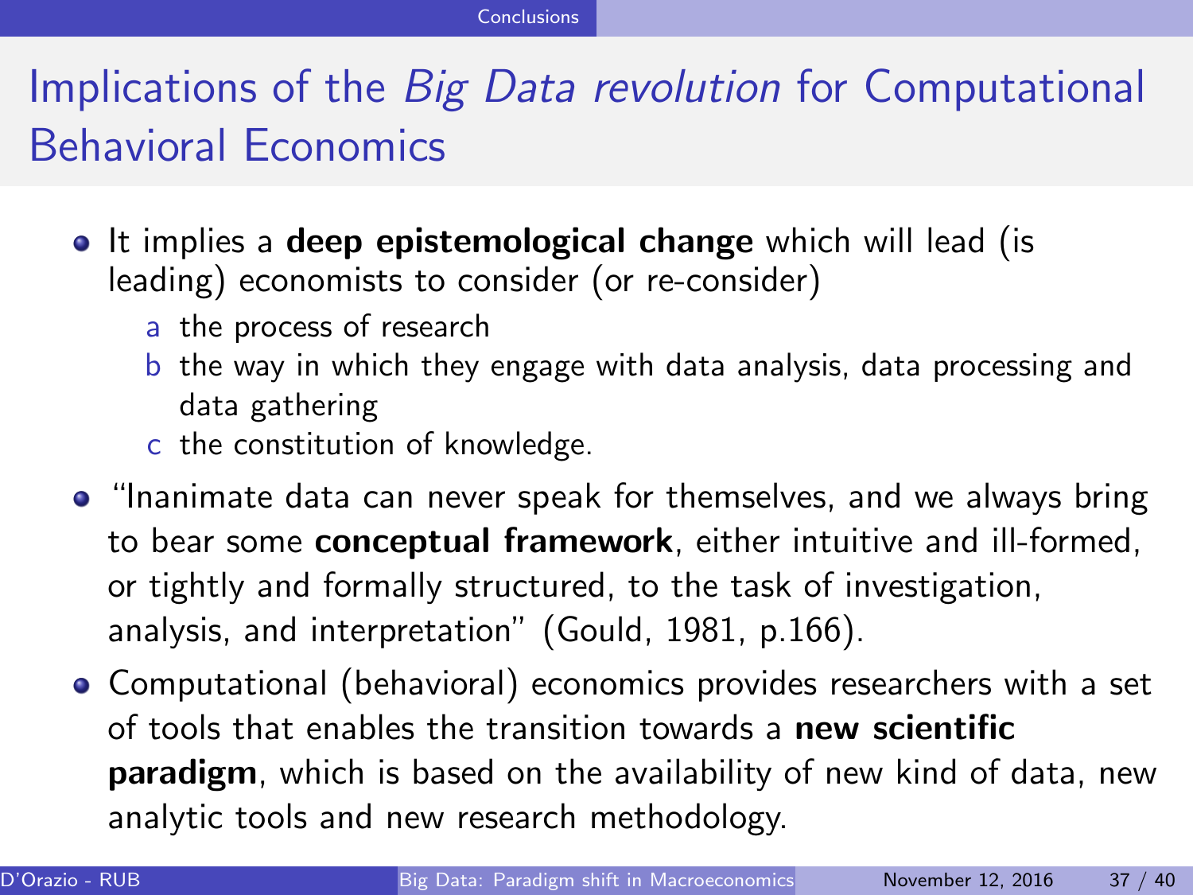# Implications of the *Big Data revolution* for Computational Behavioral Economics

- It implies a **deep epistemological change** which will lead (is leading) economists to consider (or re-consider)
  a. the process of research
  b. the way in which they engage with data analysis, data processing and data gathering
  c. the constitution of knowledge.
- "Inanimate data can never speak for themselves, and we always bring to bear some **conceptual framework**, either intuitive and ill-formed, or tightly and formally structured, to the task of investigation, analysis, and interpretation" (Gould, 1981, p.166).
- Computational (behavioral) economics provides researchers with a set of tools that enables the transition towards a **new scientific paradigm**, which is based on the availability of new kind of data, new analytic tools and new research methodology.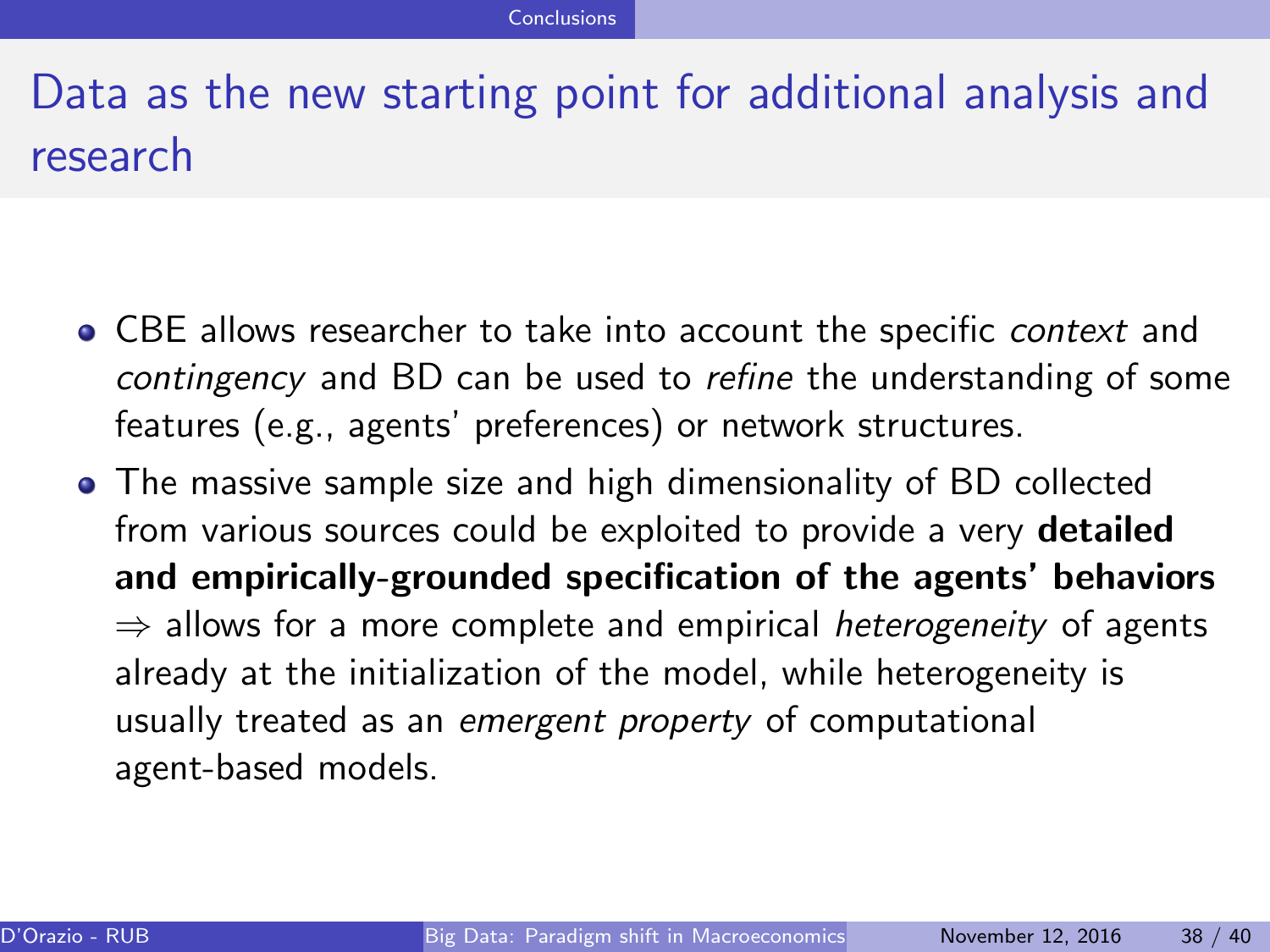# Data as the new starting point for additional analysis and research

- CBE allows researcher to take into account the specific *context* and *contingency* and BD can be used to *refine* the understanding of some features (e.g., agents' preferences) or network structures.
- The massive sample size and high dimensionality of BD collected from various sources could be exploited to provide a very **detailed and empirically-grounded specification of the agents' behaviors** $\Rightarrow$ allows for a more complete and empirical *heterogeneity* of agents already at the initialization of the model, while heterogeneity is usually treated as an *emergent property* of computational agent-based models.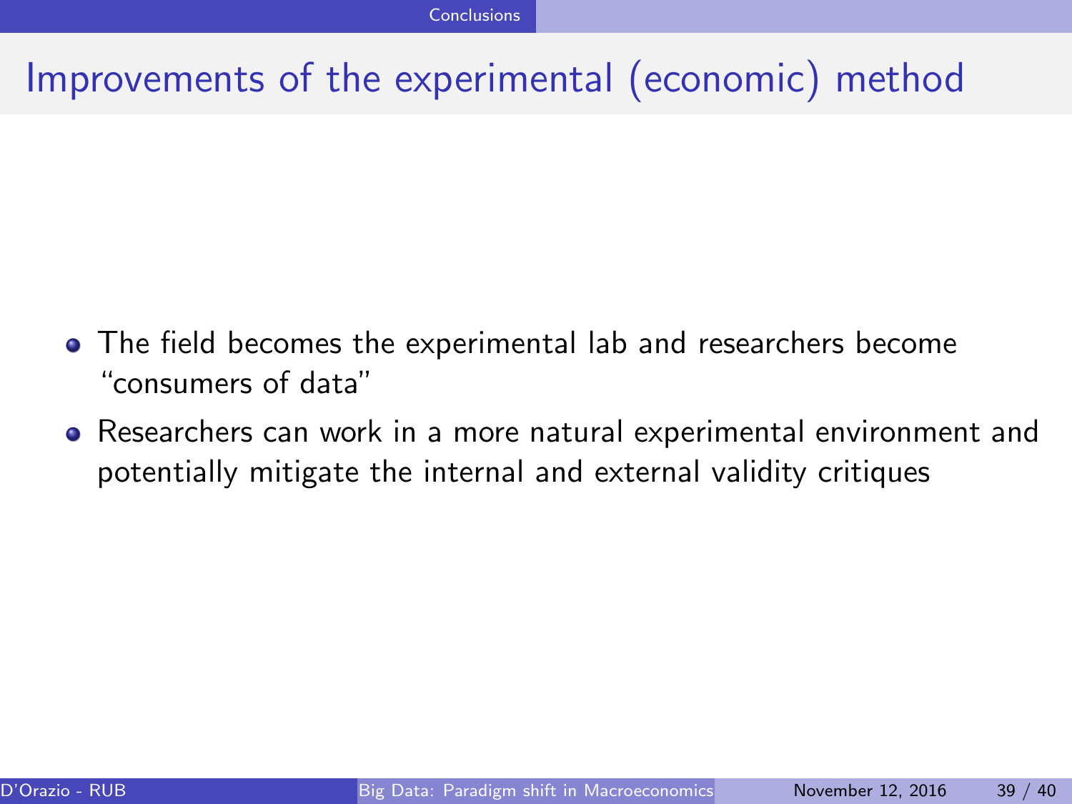# Improvements of the experimental (economic) method

- The field becomes the experimental lab and researchers become "consumers of data"
- Researchers can work in a more natural experimental environment and potentially mitigate the internal and external validity critiques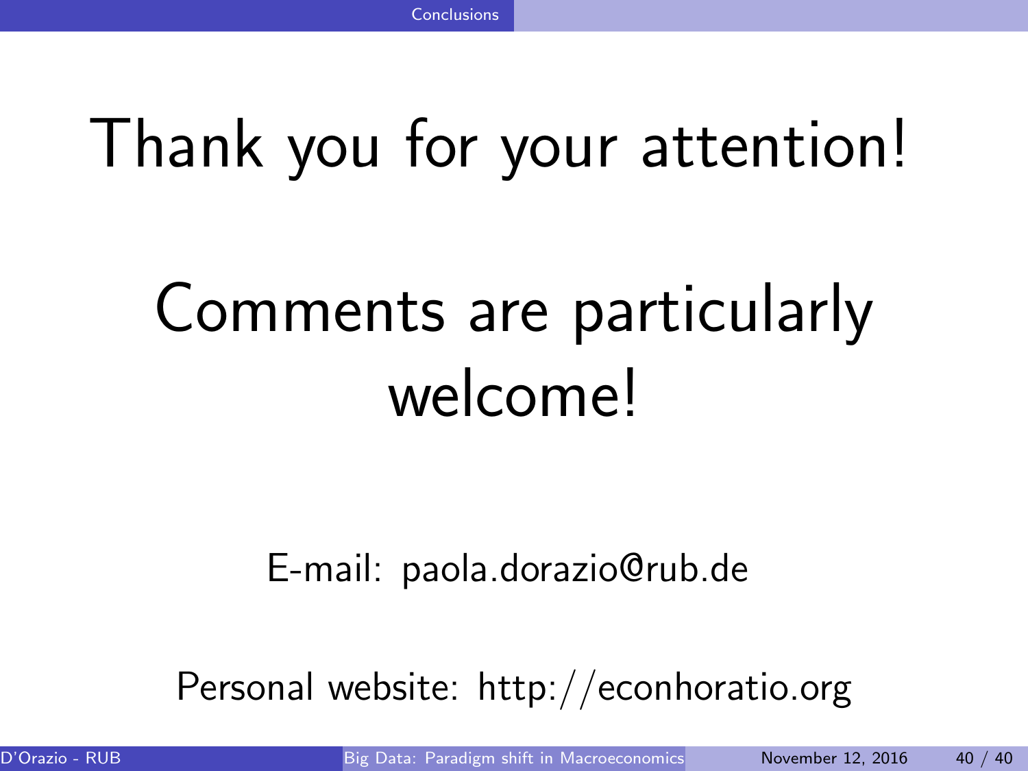# Thank you for your attention!

# Comments are particularly welcome!

E-mail: paola.dorazio@rub.de

Personal website: http://econhoratio.org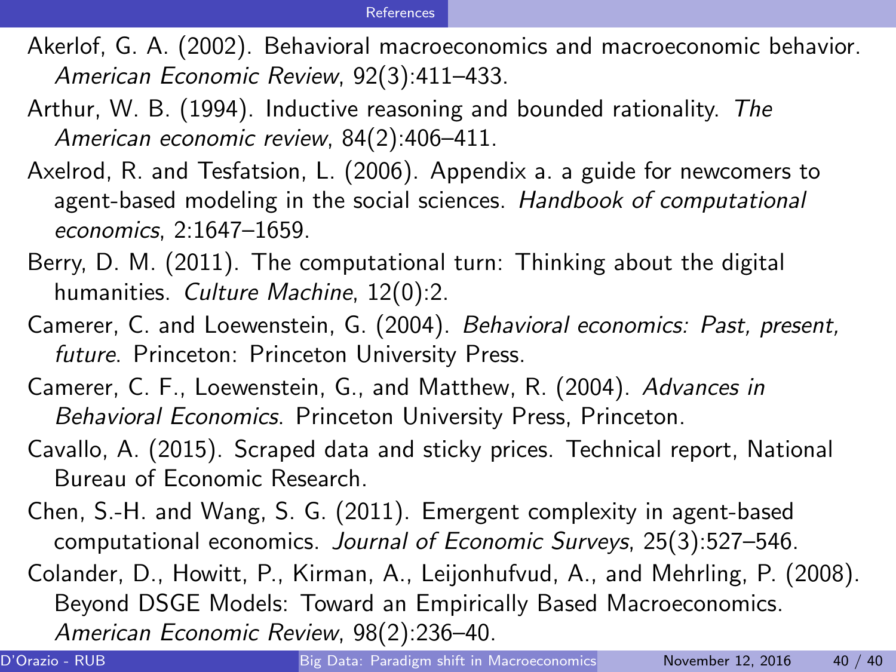Akerlof, G. A. (2002). Behavioral macroeconomics and macroeconomic behavior. *American Economic Review*, 92(3):411–433.

Arthur, W. B. (1994). Inductive reasoning and bounded rationality. *The American economic review*, 84(2):406–411.

Axelrod, R. and Tesfatsion, L. (2006). Appendix a. a guide for newcomers to agent-based modeling in the social sciences. *Handbook of computational economics*, 2:1647–1659.

Berry, D. M. (2011). The computational turn: Thinking about the digital humanities. *Culture Machine*, 12(0):2.

Camerer, C. and Loewenstein, G. (2004). *Behavioral economics: Past, present, future*. Princeton: Princeton University Press.

Camerer, C. F., Loewenstein, G., and Matthew, R. (2004). *Advances in Behavioral Economics*. Princeton University Press, Princeton.

Cavallo, A. (2015). Scraped data and sticky prices. Technical report, National Bureau of Economic Research.

Chen, S.-H. and Wang, S. G. (2011). Emergent complexity in agent-based computational economics. *Journal of Economic Surveys*, 25(3):527–546.

Colander, D., Howitt, P., Kirman, A., Leijonhufvud, A., and Mehrling, P. (2008). Beyond DSGE Models: Toward an Empirically Based Macroeconomics. *American Economic Review*, 98(2):236–40.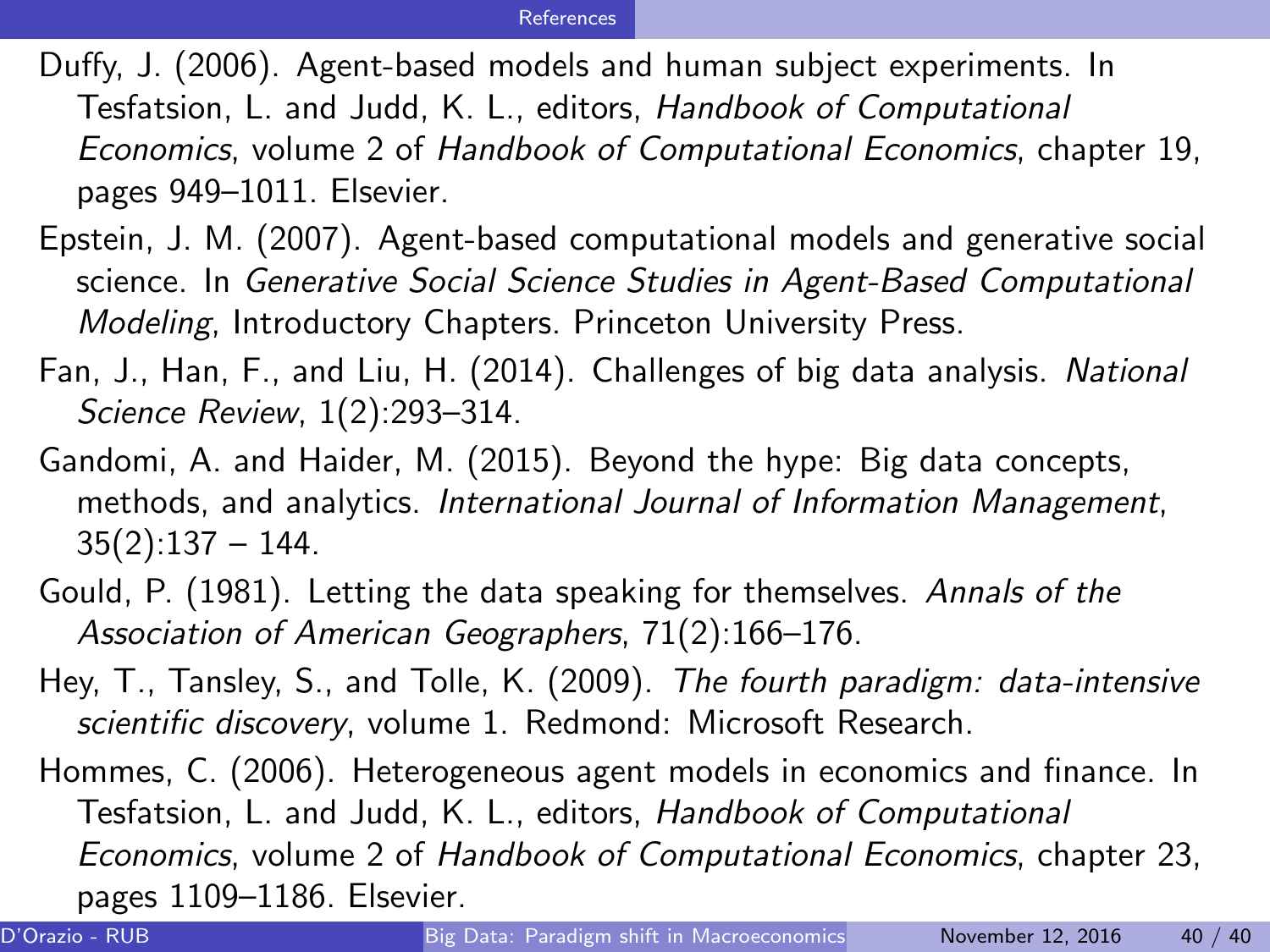Duffy, J. (2006). Agent-based models and human subject experiments. In Tesfatsion, L. and Judd, K. L., editors, *Handbook of Computational Economics*, volume 2 of *Handbook of Computational Economics*, chapter 19, pages 949–1011. Elsevier.

Epstein, J. M. (2007). Agent-based computational models and generative social science. In *Generative Social Science Studies in Agent-Based Computational Modeling*, Introductory Chapters. Princeton University Press.

Fan, J., Han, F., and Liu, H. (2014). Challenges of big data analysis. *National Science Review*, 1(2):293–314.

Gandomi, A. and Haider, M. (2015). Beyond the hype: Big data concepts, methods, and analytics. *International Journal of Information Management*, 35(2):137 – 144.

Gould, P. (1981). Letting the data speaking for themselves. *Annals of the Association of American Geographers*, 71(2):166–176.

Hey, T., Tansley, S., and Tolle, K. (2009). *The fourth paradigm: data-intensive scientific discovery*, volume 1. Redmond: Microsoft Research.

Hommes, C. (2006). Heterogeneous agent models in economics and finance. In Tesfatsion, L. and Judd, K. L., editors, *Handbook of Computational Economics*, volume 2 of *Handbook of Computational Economics*, chapter 23, pages 1109–1186. Elsevier.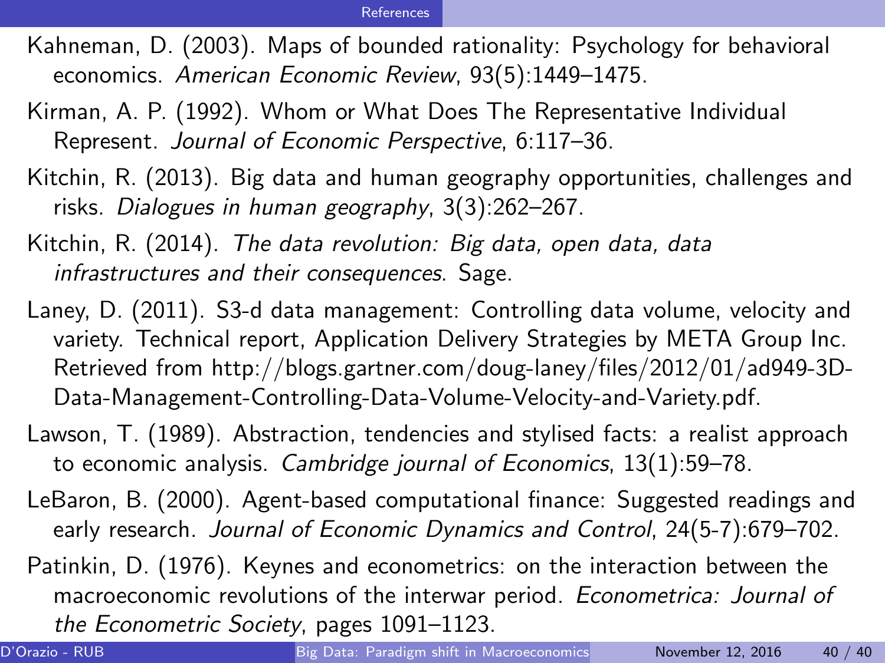Kahneman, D. (2003). Maps of bounded rationality: Psychology for behavioral economics. *American Economic Review*, 93(5):1449–1475.

Kirman, A. P. (1992). Whom or What Does The Representative Individual Represent. *Journal of Economic Perspective*, 6:117–36.

Kitchin, R. (2013). Big data and human geography opportunities, challenges and risks. *Dialogues in human geography*, 3(3):262–267.

Kitchin, R. (2014). *The data revolution: Big data, open data, data infrastructures and their consequences*. Sage.

Laney, D. (2011). S3-d data management: Controlling data volume, velocity and variety. Technical report, Application Delivery Strategies by META Group Inc. Retrieved from http://blogs.gartner.com/doug-laney/files/2012/01/ad949-3D-Data-Management-Controlling-Data-Volume-Velocity-and-Variety.pdf.

Lawson, T. (1989). Abstraction, tendencies and stylised facts: a realist approach to economic analysis. *Cambridge journal of Economics*, 13(1):59–78.

LeBaron, B. (2000). Agent-based computational finance: Suggested readings and early research. *Journal of Economic Dynamics and Control*, 24(5-7):679–702.

Patinkin, D. (1976). Keynes and econometrics: on the interaction between the macroeconomic revolutions of the interwar period. *Econometrica: Journal of the Econometric Society*, pages 1091–1123.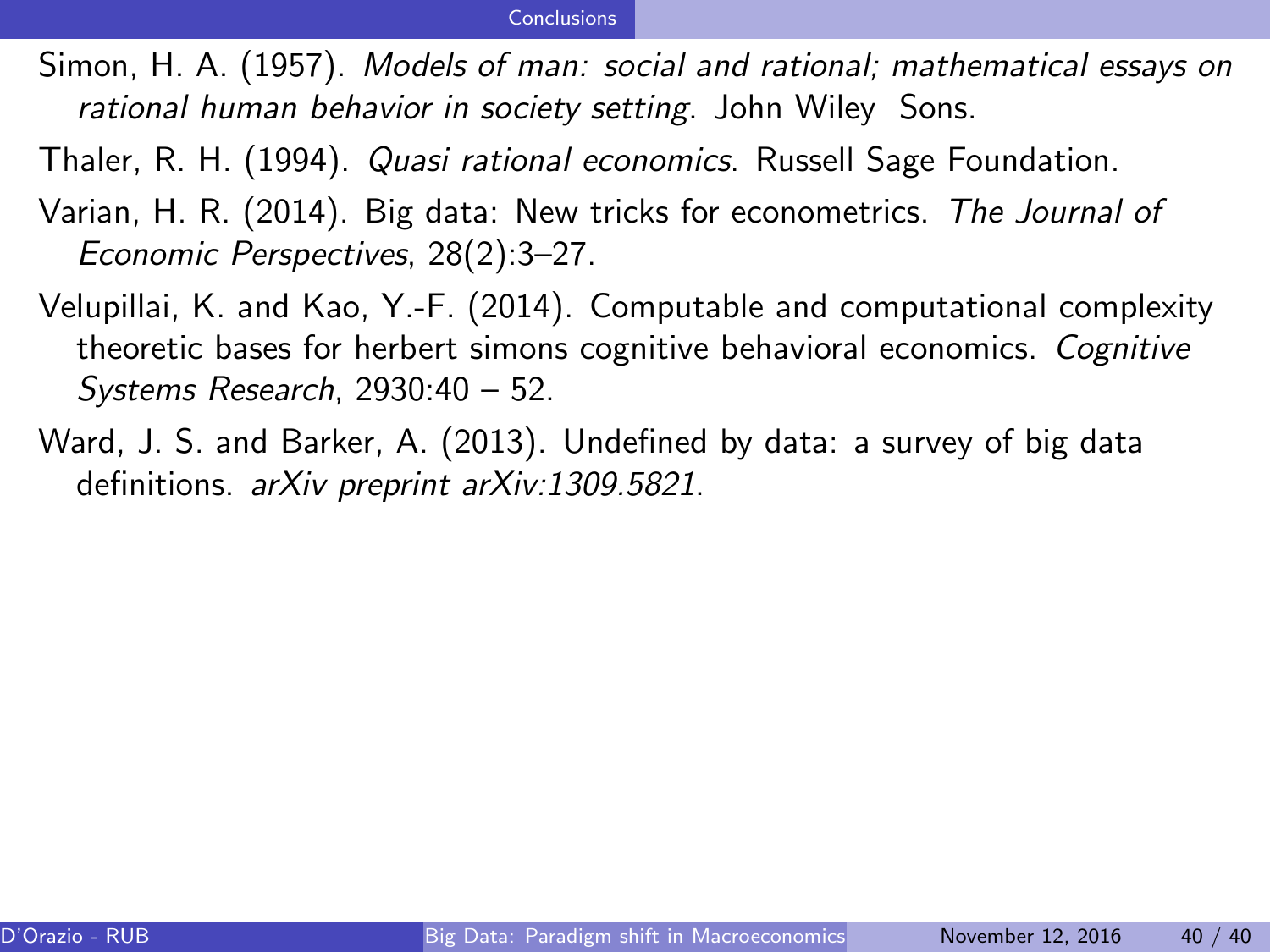Simon, H. A. (1957). *Models of man: social and rational; mathematical essays on rational human behavior in society setting*. John Wiley  Sons.

Thaler, R. H. (1994). *Quasi rational economics*. Russell Sage Foundation.

Varian, H. R. (2014). Big data: New tricks for econometrics. *The Journal of Economic Perspectives*, 28(2):3–27.

Velupillai, K. and Kao, Y.-F. (2014). Computable and computational complexity theoretic bases for herbert simons cognitive behavioral economics. *Cognitive Systems Research*, 2930:40 – 52.

Ward, J. S. and Barker, A. (2013). Undefined by data: a survey of big data definitions. *arXiv preprint arXiv:1309.5821*.